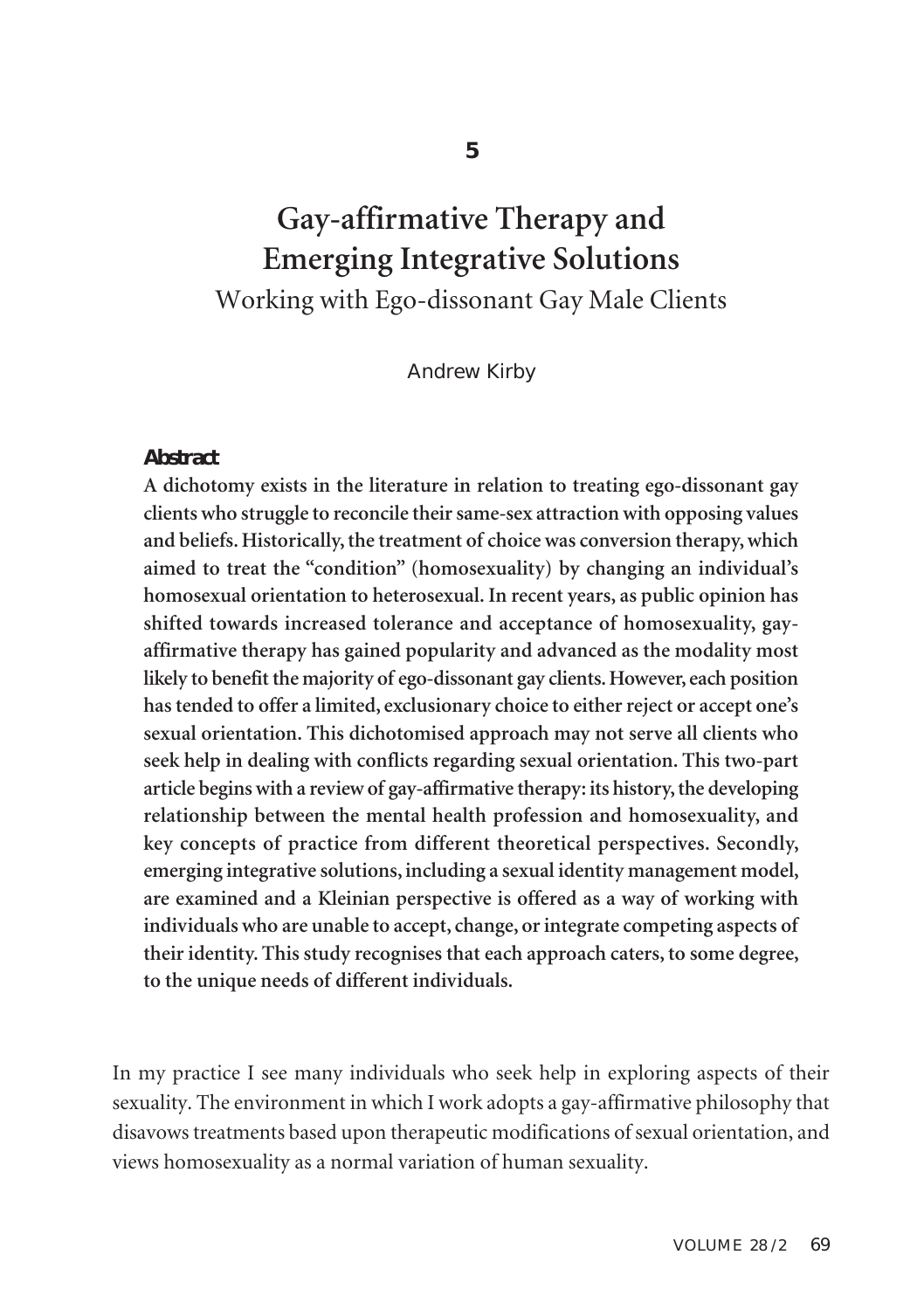5

# Gay-affirmative Therapy and Emerging Integrative Solutions

## Working with Ego-dissonant Gay Male Clients

Andrew Kirby

### Abstract

**A dichotomy exists in the literature in relation to treating ego-dissonant gay clients who struggle to reconcile their same-sex attraction with opposing values and beliefs. Historically, the treatment of choice was conversion therapy, which aimed to treat the "condition" (homosexuality) by changing an individual's homosexual orientation to heterosexual. In recent years, as public opinion has shifted towards increased tolerance and acceptance of homosexuality, gay-affirmative therapy has gained popularity and advanced as the modality most likely to benefit the majority of ego-dissonant gay clients. However, each position has tended to offer a limited, exclusionary choice to either reject or accept one's sexual orientation. This dichotomised approach may not serve all clients who seek help in dealing with conflicts regarding sexual orientation. This two-part article begins with a review of gay-affirmative therapy: its history, the developing relationship between the mental health profession and homosexuality, and key concepts of practice from different theoretical perspectives. Secondly, emerging integrative solutions, including a sexual identity management model, are examined and a Kleinian perspective is offered as a way of working with individuals who are unable to accept, change, or integrate competing aspects of their identity. This study recognises that each approach caters, to some degree, to the unique needs of different individuals.**

In my practice I see many individuals who seek help in exploring aspects of their sexuality. The environment in which I work adopts a gay-affirmative philosophy that disavows treatments based upon therapeutic modifications of sexual orientation, and views homosexuality as a normal variation of human sexuality.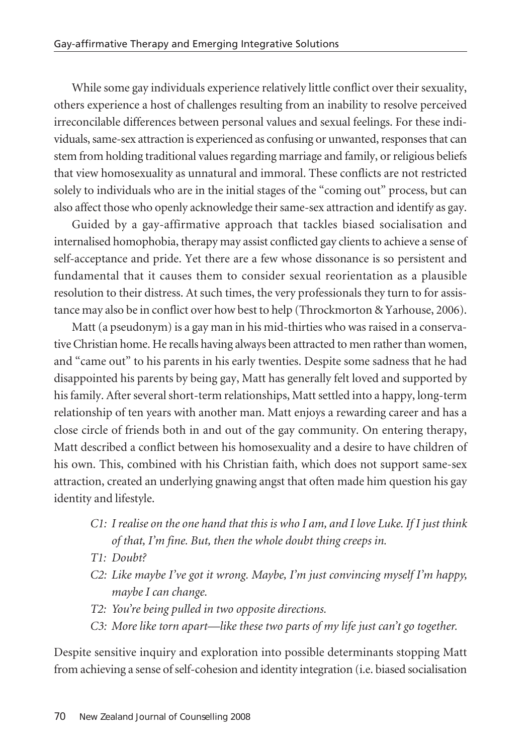While some gay individuals experience relatively little conflict over their sexuality, others experience a host of challenges resulting from an inability to resolve perceived irreconcilable differences between personal values and sexual feelings. For these individuals, same-sex attraction is experienced as confusing or unwanted, responses that can stem from holding traditional values regarding marriage and family, or religious beliefs that view homosexuality as unnatural and immoral. These conflicts are not restricted solely to individuals who are in the initial stages of the "coming out" process, but can also affect those who openly acknowledge their same-sex attraction and identify as gay.

Guided by a gay-affirmative approach that tackles biased socialisation and internalised homophobia, therapy may assist conflicted gay clients to achieve a sense of self-acceptance and pride. Yet there are a few whose dissonance is so persistent and fundamental that it causes them to consider sexual reorientation as a plausible resolution to their distress. At such times, the very professionals they turn to for assistance may also be in conflict over how best to help (Throckmorton & Yarhouse, 2006).

Matt (a pseudonym) is a gay man in his mid-thirties who was raised in a conservative Christian home. He recalls having always been attracted to men rather than women, and "came out" to his parents in his early twenties. Despite some sadness that he had disappointed his parents by being gay, Matt has generally felt loved and supported by his family. After several short-term relationships, Matt settled into a happy, long-term relationship of ten years with another man. Matt enjoys a rewarding career and has a close circle of friends both in and out of the gay community. On entering therapy, Matt described a conflict between his homosexuality and a desire to have children of his own. This, combined with his Christian faith, which does not support same-sex attraction, created an underlying gnawing angst that often made him question his gay identity and lifestyle.

> *C1: I realise on the one hand that this is who I am, and I love Luke. If I just think of that, I'm fine. But, then the whole doubt thing creeps in.*
>
> *T1: Doubt?*
>
> *C2: Like maybe I've got it wrong. Maybe, I'm just convincing myself I'm happy, maybe I can change.*
>
> *T2: You're being pulled in two opposite directions.*
>
> *C3: More like torn apart—like these two parts of my life just can't go together.*

Despite sensitive inquiry and exploration into possible determinants stopping Matt from achieving a sense of self-cohesion and identity integration (i.e. biased socialisation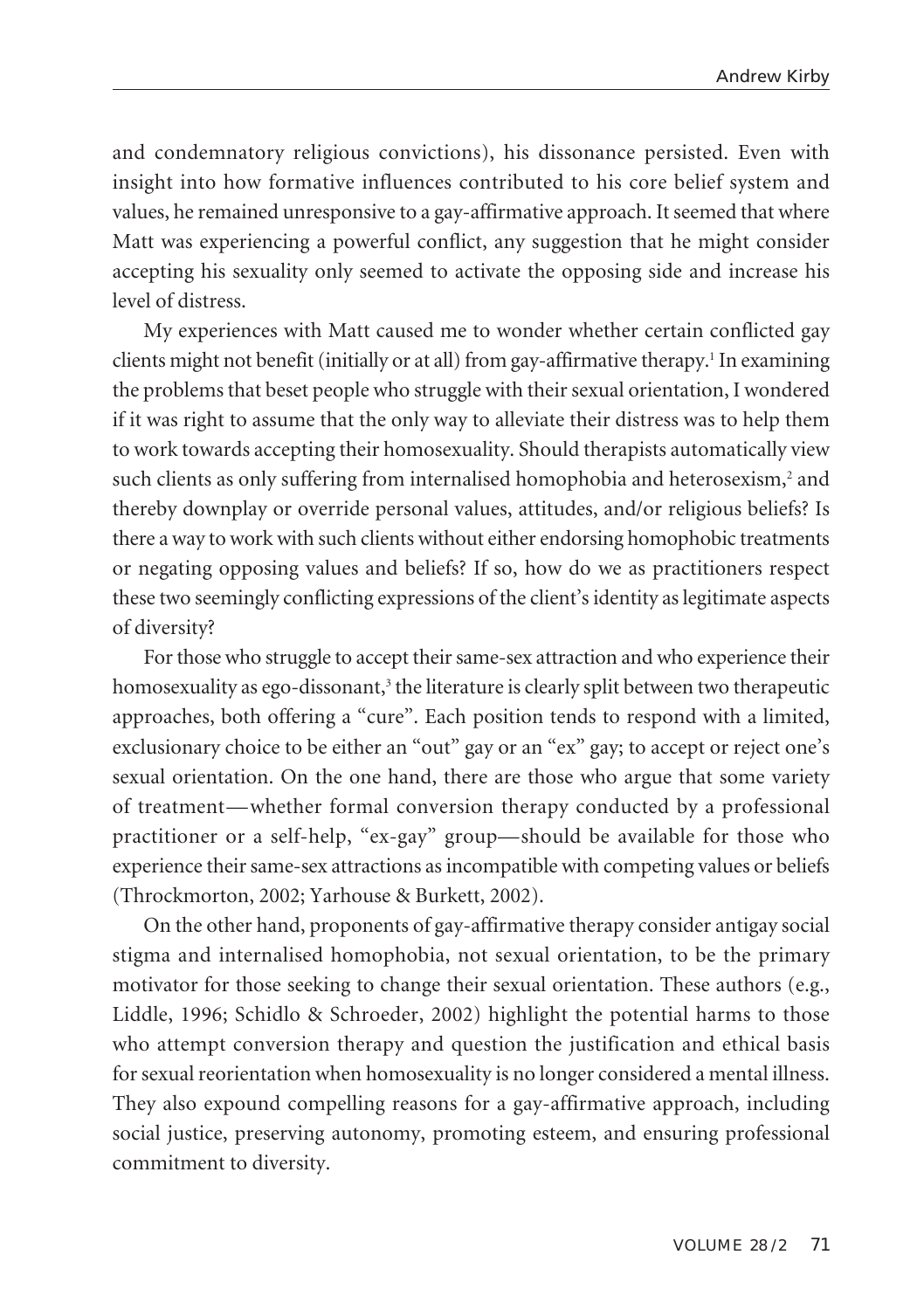and condemnatory religious convictions), his dissonance persisted. Even with insight into how formative influences contributed to his core belief system and values, he remained unresponsive to a gay-affirmative approach. It seemed that where Matt was experiencing a powerful conflict, any suggestion that he might consider accepting his sexuality only seemed to activate the opposing side and increase his level of distress.

My experiences with Matt caused me to wonder whether certain conflicted gay clients might not benefit (initially or at all) from gay-affirmative therapy.[1] In examining the problems that beset people who struggle with their sexual orientation, I wondered if it was right to assume that the only way to alleviate their distress was to help them to work towards accepting their homosexuality. Should therapists automatically view such clients as only suffering from internalised homophobia and heterosexism,[2] and thereby downplay or override personal values, attitudes, and/or religious beliefs? Is there a way to work with such clients without either endorsing homophobic treatments or negating opposing values and beliefs? If so, how do we as practitioners respect these two seemingly conflicting expressions of the client's identity as legitimate aspects of diversity?

For those who struggle to accept their same-sex attraction and who experience their homosexuality as ego-dissonant,[3] the literature is clearly split between two therapeutic approaches, both offering a "cure". Each position tends to respond with a limited, exclusionary choice to be either an "out" gay or an "ex" gay; to accept or reject one's sexual orientation. On the one hand, there are those who argue that some variety of treatment—whether formal conversion therapy conducted by a professional practitioner or a self-help, "ex-gay" group—should be available for those who experience their same-sex attractions as incompatible with competing values or beliefs (Throckmorton, 2002; Yarhouse & Burkett, 2002).

On the other hand, proponents of gay-affirmative therapy consider antigay social stigma and internalised homophobia, not sexual orientation, to be the primary motivator for those seeking to change their sexual orientation. These authors (e.g., Liddle, 1996; Schidlo & Schroeder, 2002) highlight the potential harms to those who attempt conversion therapy and question the justification and ethical basis for sexual reorientation when homosexuality is no longer considered a mental illness. They also expound compelling reasons for a gay-affirmative approach, including social justice, preserving autonomy, promoting esteem, and ensuring professional commitment to diversity.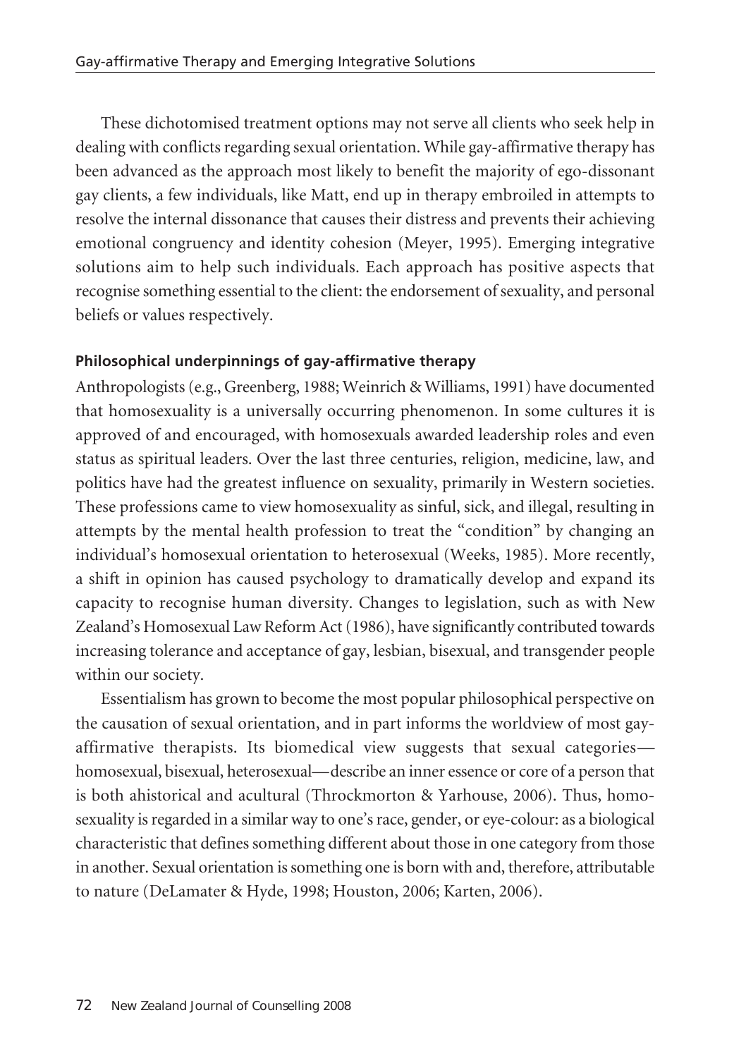These dichotomised treatment options may not serve all clients who seek help in dealing with conflicts regarding sexual orientation. While gay-affirmative therapy has been advanced as the approach most likely to benefit the majority of ego-dissonant gay clients, a few individuals, like Matt, end up in therapy embroiled in attempts to resolve the internal dissonance that causes their distress and prevents their achieving emotional congruency and identity cohesion (Meyer, 1995). Emerging integrative solutions aim to help such individuals. Each approach has positive aspects that recognise something essential to the client: the endorsement of sexuality, and personal beliefs or values respectively.

### Philosophical underpinnings of gay-affirmative therapy

Anthropologists (e.g., Greenberg, 1988; Weinrich & Williams, 1991) have documented that homosexuality is a universally occurring phenomenon. In some cultures it is approved of and encouraged, with homosexuals awarded leadership roles and even status as spiritual leaders. Over the last three centuries, religion, medicine, law, and politics have had the greatest influence on sexuality, primarily in Western societies. These professions came to view homosexuality as sinful, sick, and illegal, resulting in attempts by the mental health profession to treat the "condition" by changing an individual's homosexual orientation to heterosexual (Weeks, 1985). More recently, a shift in opinion has caused psychology to dramatically develop and expand its capacity to recognise human diversity. Changes to legislation, such as with New Zealand's Homosexual Law Reform Act (1986), have significantly contributed towards increasing tolerance and acceptance of gay, lesbian, bisexual, and transgender people within our society.

Essentialism has grown to become the most popular philosophical perspective on the causation of sexual orientation, and in part informs the worldview of most gay-affirmative therapists. Its biomedical view suggests that sexual categories—homosexual, bisexual, heterosexual—describe an inner essence or core of a person that is both ahistorical and acultural (Throckmorton & Yarhouse, 2006). Thus, homosexuality is regarded in a similar way to one's race, gender, or eye-colour: as a biological characteristic that defines something different about those in one category from those in another. Sexual orientation is something one is born with and, therefore, attributable to nature (DeLamater & Hyde, 1998; Houston, 2006; Karten, 2006).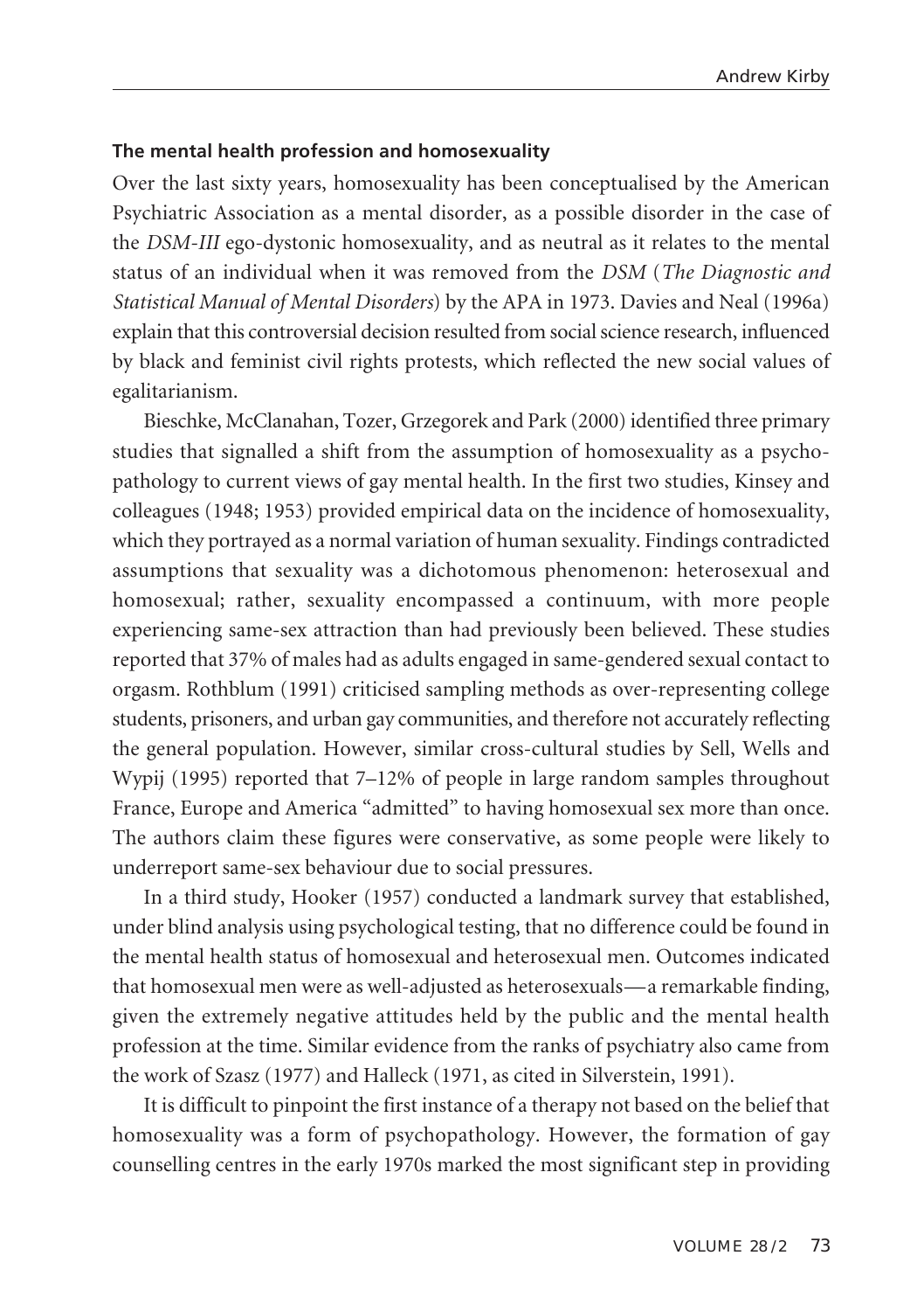**The mental health profession and homosexuality**

Over the last sixty years, homosexuality has been conceptualised by the American Psychiatric Association as a mental disorder, as a possible disorder in the case of the *DSM-III* ego-dystonic homosexuality, and as neutral as it relates to the mental status of an individual when it was removed from the *DSM* (*The Diagnostic and Statistical Manual of Mental Disorders*) by the APA in 1973. Davies and Neal (1996a) explain that this controversial decision resulted from social science research, influenced by black and feminist civil rights protests, which reflected the new social values of egalitarianism.

Bieschke, McClanahan, Tozer, Grzegorek and Park (2000) identified three primary studies that signalled a shift from the assumption of homosexuality as a psychopathology to current views of gay mental health. In the first two studies, Kinsey and colleagues (1948; 1953) provided empirical data on the incidence of homosexuality, which they portrayed as a normal variation of human sexuality. Findings contradicted assumptions that sexuality was a dichotomous phenomenon: heterosexual and homosexual; rather, sexuality encompassed a continuum, with more people experiencing same-sex attraction than had previously been believed. These studies reported that 37% of males had as adults engaged in same-gendered sexual contact to orgasm. Rothblum (1991) criticised sampling methods as over-representing college students, prisoners, and urban gay communities, and therefore not accurately reflecting the general population. However, similar cross-cultural studies by Sell, Wells and Wypij (1995) reported that 7–12% of people in large random samples throughout France, Europe and America "admitted" to having homosexual sex more than once. The authors claim these figures were conservative, as some people were likely to underreport same-sex behaviour due to social pressures.

In a third study, Hooker (1957) conducted a landmark survey that established, under blind analysis using psychological testing, that no difference could be found in the mental health status of homosexual and heterosexual men. Outcomes indicated that homosexual men were as well-adjusted as heterosexuals—a remarkable finding, given the extremely negative attitudes held by the public and the mental health profession at the time. Similar evidence from the ranks of psychiatry also came from the work of Szasz (1977) and Halleck (1971, as cited in Silverstein, 1991).

It is difficult to pinpoint the first instance of a therapy not based on the belief that homosexuality was a form of psychopathology. However, the formation of gay counselling centres in the early 1970s marked the most significant step in providing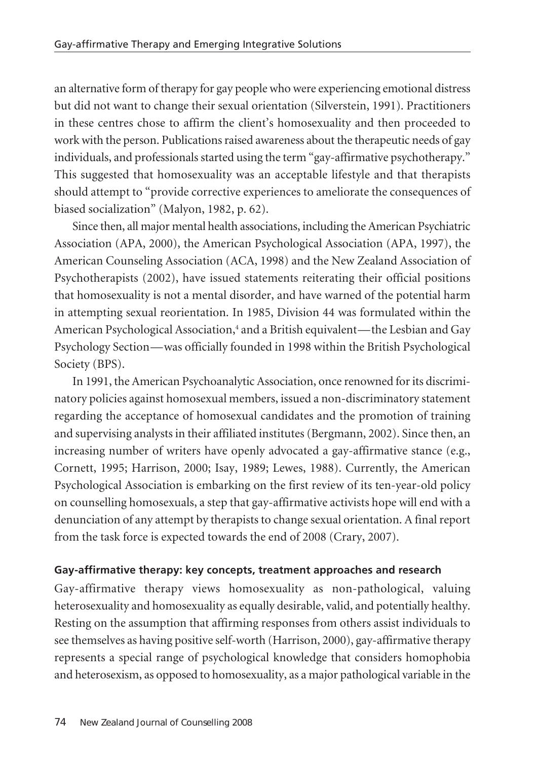an alternative form of therapy for gay people who were experiencing emotional distress but did not want to change their sexual orientation (Silverstein, 1991). Practitioners in these centres chose to affirm the client's homosexuality and then proceeded to work with the person. Publications raised awareness about the therapeutic needs of gay individuals, and professionals started using the term "gay-affirmative psychotherapy." This suggested that homosexuality was an acceptable lifestyle and that therapists should attempt to "provide corrective experiences to ameliorate the consequences of biased socialization" (Malyon, 1982, p. 62).

Since then, all major mental health associations, including the American Psychiatric Association (APA, 2000), the American Psychological Association (APA, 1997), the American Counseling Association (ACA, 1998) and the New Zealand Association of Psychotherapists (2002), have issued statements reiterating their official positions that homosexuality is not a mental disorder, and have warned of the potential harm in attempting sexual reorientation. In 1985, Division 44 was formulated within the American Psychological Association,[4] and a British equivalent—the Lesbian and Gay Psychology Section—was officially founded in 1998 within the British Psychological Society (BPS).

In 1991, the American Psychoanalytic Association, once renowned for its discriminatory policies against homosexual members, issued a non-discriminatory statement regarding the acceptance of homosexual candidates and the promotion of training and supervising analysts in their affiliated institutes (Bergmann, 2002). Since then, an increasing number of writers have openly advocated a gay-affirmative stance (e.g., Cornett, 1995; Harrison, 2000; Isay, 1989; Lewes, 1988). Currently, the American Psychological Association is embarking on the first review of its ten-year-old policy on counselling homosexuals, a step that gay-affirmative activists hope will end with a denunciation of any attempt by therapists to change sexual orientation. A final report from the task force is expected towards the end of 2008 (Crary, 2007).

### Gay-affirmative therapy: key concepts, treatment approaches and research

Gay-affirmative therapy views homosexuality as non-pathological, valuing heterosexuality and homosexuality as equally desirable, valid, and potentially healthy. Resting on the assumption that affirming responses from others assist individuals to see themselves as having positive self-worth (Harrison, 2000), gay-affirmative therapy represents a special range of psychological knowledge that considers homophobia and heterosexism, as opposed to homosexuality, as a major pathological variable in the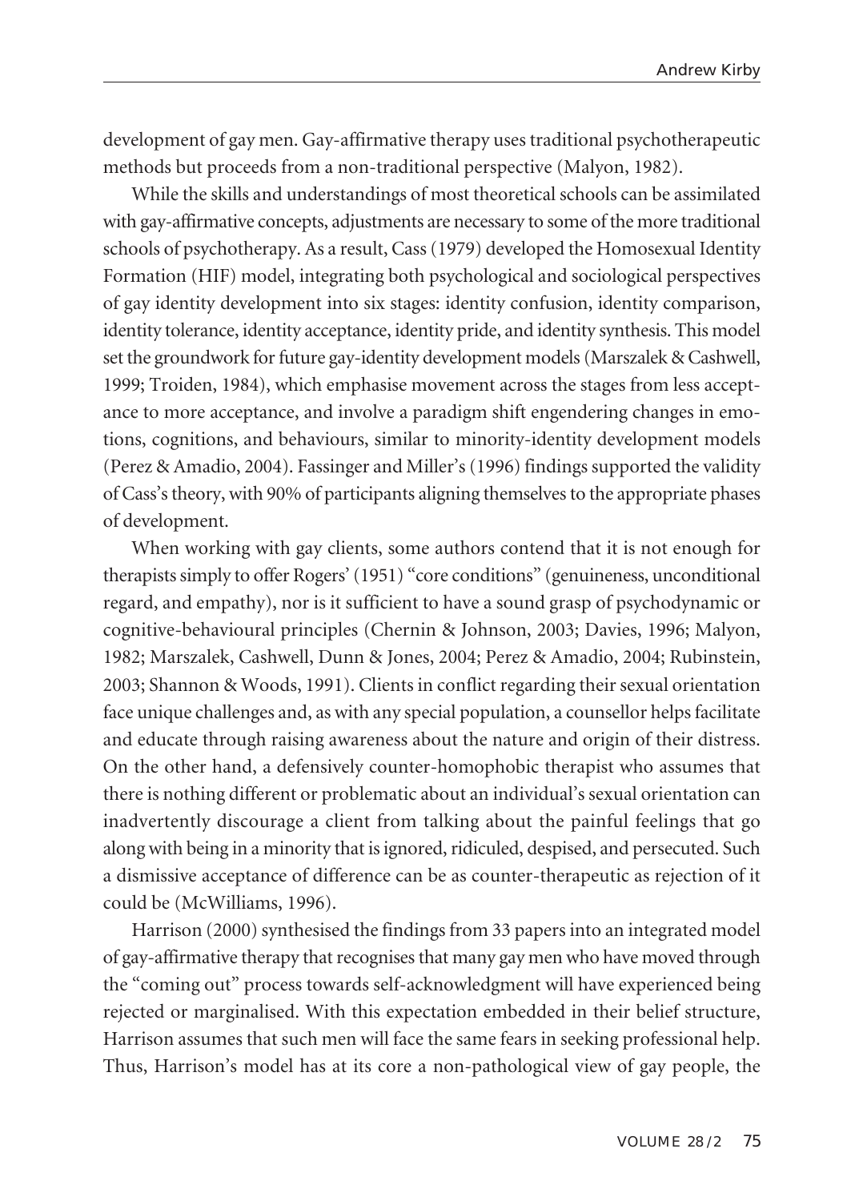development of gay men. Gay-affirmative therapy uses traditional psychotherapeutic methods but proceeds from a non-traditional perspective (Malyon, 1982).

While the skills and understandings of most theoretical schools can be assimilated with gay-affirmative concepts, adjustments are necessary to some of the more traditional schools of psychotherapy. As a result, Cass (1979) developed the Homosexual Identity Formation (HIF) model, integrating both psychological and sociological perspectives of gay identity development into six stages: identity confusion, identity comparison, identity tolerance, identity acceptance, identity pride, and identity synthesis. This model set the groundwork for future gay-identity development models (Marszalek & Cashwell, 1999; Troiden, 1984), which emphasise movement across the stages from less acceptance to more acceptance, and involve a paradigm shift engendering changes in emotions, cognitions, and behaviours, similar to minority-identity development models (Perez & Amadio, 2004). Fassinger and Miller's (1996) findings supported the validity of Cass's theory, with 90% of participants aligning themselves to the appropriate phases of development.

When working with gay clients, some authors contend that it is not enough for therapists simply to offer Rogers' (1951) "core conditions" (genuineness, unconditional regard, and empathy), nor is it sufficient to have a sound grasp of psychodynamic or cognitive-behavioural principles (Chernin & Johnson, 2003; Davies, 1996; Malyon, 1982; Marszalek, Cashwell, Dunn & Jones, 2004; Perez & Amadio, 2004; Rubinstein, 2003; Shannon & Woods, 1991). Clients in conflict regarding their sexual orientation face unique challenges and, as with any special population, a counsellor helps facilitate and educate through raising awareness about the nature and origin of their distress. On the other hand, a defensively counter-homophobic therapist who assumes that there is nothing different or problematic about an individual's sexual orientation can inadvertently discourage a client from talking about the painful feelings that go along with being in a minority that is ignored, ridiculed, despised, and persecuted. Such a dismissive acceptance of difference can be as counter-therapeutic as rejection of it could be (McWilliams, 1996).

Harrison (2000) synthesised the findings from 33 papers into an integrated model of gay-affirmative therapy that recognises that many gay men who have moved through the "coming out" process towards self-acknowledgment will have experienced being rejected or marginalised. With this expectation embedded in their belief structure, Harrison assumes that such men will face the same fears in seeking professional help. Thus, Harrison's model has at its core a non-pathological view of gay people, the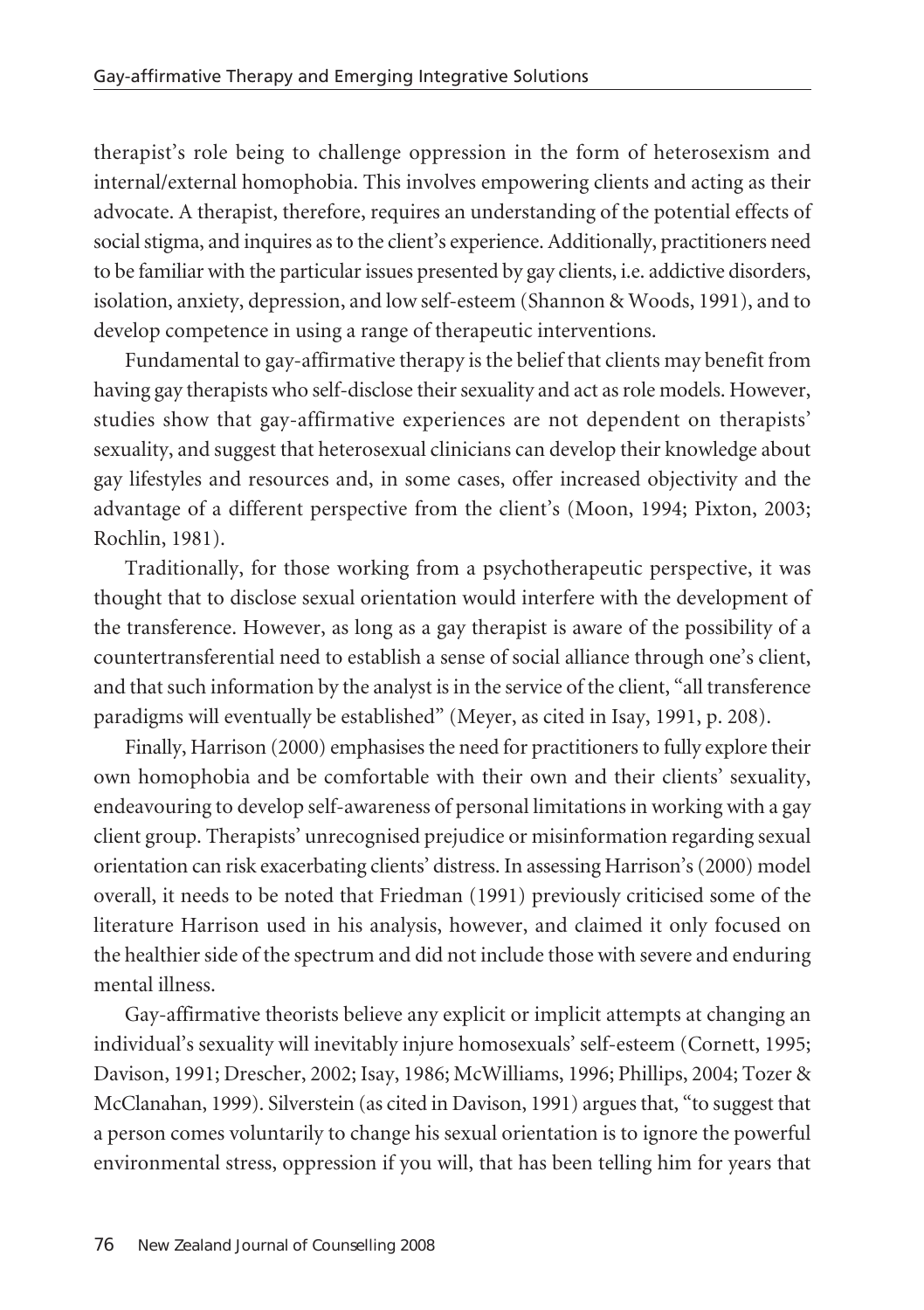therapist's role being to challenge oppression in the form of heterosexism and internal/external homophobia. This involves empowering clients and acting as their advocate. A therapist, therefore, requires an understanding of the potential effects of social stigma, and inquires as to the client's experience. Additionally, practitioners need to be familiar with the particular issues presented by gay clients, i.e. addictive disorders, isolation, anxiety, depression, and low self-esteem (Shannon & Woods, 1991), and to develop competence in using a range of therapeutic interventions.

Fundamental to gay-affirmative therapy is the belief that clients may benefit from having gay therapists who self-disclose their sexuality and act as role models. However, studies show that gay-affirmative experiences are not dependent on therapists' sexuality, and suggest that heterosexual clinicians can develop their knowledge about gay lifestyles and resources and, in some cases, offer increased objectivity and the advantage of a different perspective from the client's (Moon, 1994; Pixton, 2003; Rochlin, 1981).

Traditionally, for those working from a psychotherapeutic perspective, it was thought that to disclose sexual orientation would interfere with the development of the transference. However, as long as a gay therapist is aware of the possibility of a countertransferential need to establish a sense of social alliance through one's client, and that such information by the analyst is in the service of the client, "all transference paradigms will eventually be established" (Meyer, as cited in Isay, 1991, p. 208).

Finally, Harrison (2000) emphasises the need for practitioners to fully explore their own homophobia and be comfortable with their own and their clients' sexuality, endeavouring to develop self-awareness of personal limitations in working with a gay client group. Therapists' unrecognised prejudice or misinformation regarding sexual orientation can risk exacerbating clients' distress. In assessing Harrison's (2000) model overall, it needs to be noted that Friedman (1991) previously criticised some of the literature Harrison used in his analysis, however, and claimed it only focused on the healthier side of the spectrum and did not include those with severe and enduring mental illness.

Gay-affirmative theorists believe any explicit or implicit attempts at changing an individual's sexuality will inevitably injure homosexuals' self-esteem (Cornett, 1995; Davison, 1991; Drescher, 2002; Isay, 1986; McWilliams, 1996; Phillips, 2004; Tozer & McClanahan, 1999). Silverstein (as cited in Davison, 1991) argues that, "to suggest that a person comes voluntarily to change his sexual orientation is to ignore the powerful environmental stress, oppression if you will, that has been telling him for years that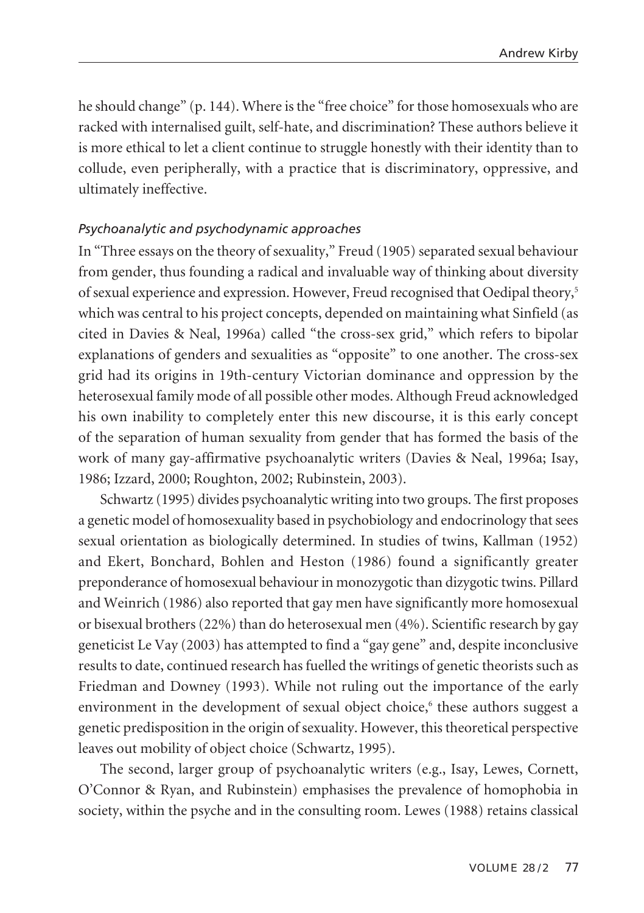he should change" (p. 144). Where is the "free choice" for those homosexuals who are racked with internalised guilt, self-hate, and discrimination? These authors believe it is more ethical to let a client continue to struggle honestly with their identity than to collude, even peripherally, with a practice that is discriminatory, oppressive, and ultimately ineffective.

### *Psychoanalytic and psychodynamic approaches*

In "Three essays on the theory of sexuality," Freud (1905) separated sexual behaviour from gender, thus founding a radical and invaluable way of thinking about diversity of sexual experience and expression. However, Freud recognised that Oedipal theory,[5] which was central to his project concepts, depended on maintaining what Sinfield (as cited in Davies & Neal, 1996a) called "the cross-sex grid," which refers to bipolar explanations of genders and sexualities as "opposite" to one another. The cross-sex grid had its origins in 19th-century Victorian dominance and oppression by the heterosexual family mode of all possible other modes. Although Freud acknowledged his own inability to completely enter this new discourse, it is this early concept of the separation of human sexuality from gender that has formed the basis of the work of many gay-affirmative psychoanalytic writers (Davies & Neal, 1996a; Isay, 1986; Izzard, 2000; Roughton, 2002; Rubinstein, 2003).

Schwartz (1995) divides psychoanalytic writing into two groups. The first proposes a genetic model of homosexuality based in psychobiology and endocrinology that sees sexual orientation as biologically determined. In studies of twins, Kallman (1952) and Ekert, Bonchard, Bohlen and Heston (1986) found a significantly greater preponderance of homosexual behaviour in monozygotic than dizygotic twins. Pillard and Weinrich (1986) also reported that gay men have significantly more homosexual or bisexual brothers (22%) than do heterosexual men (4%). Scientific research by gay geneticist Le Vay (2003) has attempted to find a "gay gene" and, despite inconclusive results to date, continued research has fuelled the writings of genetic theorists such as Friedman and Downey (1993). While not ruling out the importance of the early environment in the development of sexual object choice,[6] these authors suggest a genetic predisposition in the origin of sexuality. However, this theoretical perspective leaves out mobility of object choice (Schwartz, 1995).

The second, larger group of psychoanalytic writers (e.g., Isay, Lewes, Cornett, O'Connor & Ryan, and Rubinstein) emphasises the prevalence of homophobia in society, within the psyche and in the consulting room. Lewes (1988) retains classical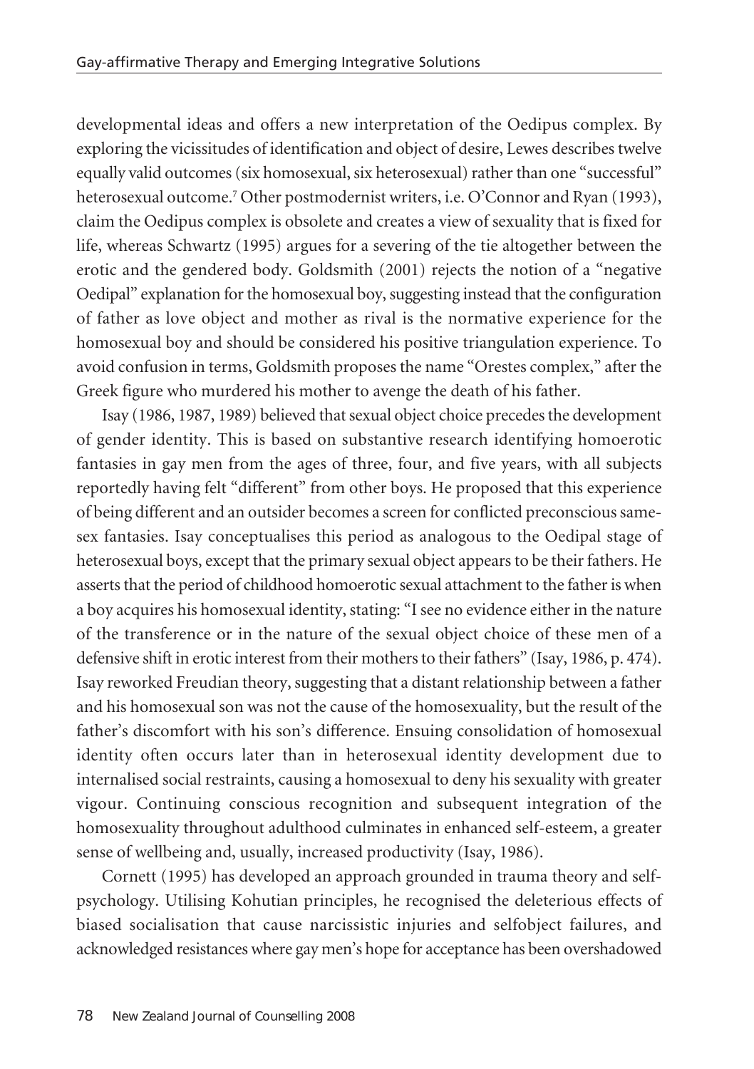developmental ideas and offers a new interpretation of the Oedipus complex. By exploring the vicissitudes of identification and object of desire, Lewes describes twelve equally valid outcomes (six homosexual, six heterosexual) rather than one "successful" heterosexual outcome.[7] Other postmodernist writers, i.e. O'Connor and Ryan (1993), claim the Oedipus complex is obsolete and creates a view of sexuality that is fixed for life, whereas Schwartz (1995) argues for a severing of the tie altogether between the erotic and the gendered body. Goldsmith (2001) rejects the notion of a "negative Oedipal" explanation for the homosexual boy, suggesting instead that the configuration of father as love object and mother as rival is the normative experience for the homosexual boy and should be considered his positive triangulation experience. To avoid confusion in terms, Goldsmith proposes the name "Orestes complex," after the Greek figure who murdered his mother to avenge the death of his father.

Isay (1986, 1987, 1989) believed that sexual object choice precedes the development of gender identity. This is based on substantive research identifying homoerotic fantasies in gay men from the ages of three, four, and five years, with all subjects reportedly having felt "different" from other boys. He proposed that this experience of being different and an outsider becomes a screen for conflicted preconscious same-sex fantasies. Isay conceptualises this period as analogous to the Oedipal stage of heterosexual boys, except that the primary sexual object appears to be their fathers. He asserts that the period of childhood homoerotic sexual attachment to the father is when a boy acquires his homosexual identity, stating: "I see no evidence either in the nature of the transference or in the nature of the sexual object choice of these men of a defensive shift in erotic interest from their mothers to their fathers" (Isay, 1986, p. 474). Isay reworked Freudian theory, suggesting that a distant relationship between a father and his homosexual son was not the cause of the homosexuality, but the result of the father's discomfort with his son's difference. Ensuing consolidation of homosexual identity often occurs later than in heterosexual identity development due to internalised social restraints, causing a homosexual to deny his sexuality with greater vigour. Continuing conscious recognition and subsequent integration of the homosexuality throughout adulthood culminates in enhanced self-esteem, a greater sense of wellbeing and, usually, increased productivity (Isay, 1986).

Cornett (1995) has developed an approach grounded in trauma theory and self-psychology. Utilising Kohutian principles, he recognised the deleterious effects of biased socialisation that cause narcissistic injuries and selfobject failures, and acknowledged resistances where gay men's hope for acceptance has been overshadowed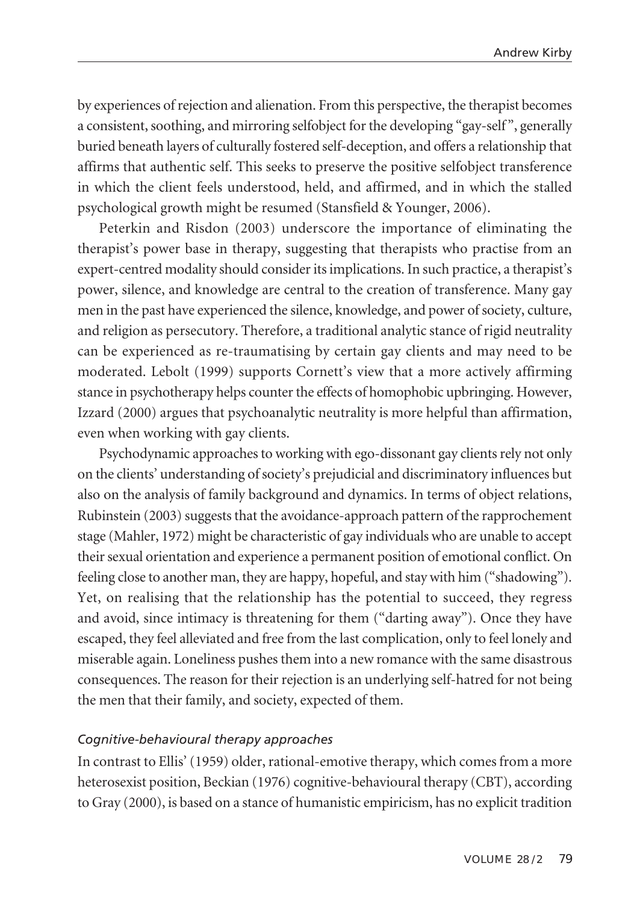by experiences of rejection and alienation. From this perspective, the therapist becomes a consistent, soothing, and mirroring selfobject for the developing "gay-self", generally buried beneath layers of culturally fostered self-deception, and offers a relationship that affirms that authentic self. This seeks to preserve the positive selfobject transference in which the client feels understood, held, and affirmed, and in which the stalled psychological growth might be resumed (Stansfield & Younger, 2006).

Peterkin and Risdon (2003) underscore the importance of eliminating the therapist's power base in therapy, suggesting that therapists who practise from an expert-centred modality should consider its implications. In such practice, a therapist's power, silence, and knowledge are central to the creation of transference. Many gay men in the past have experienced the silence, knowledge, and power of society, culture, and religion as persecutory. Therefore, a traditional analytic stance of rigid neutrality can be experienced as re-traumatising by certain gay clients and may need to be moderated. Lebolt (1999) supports Cornett's view that a more actively affirming stance in psychotherapy helps counter the effects of homophobic upbringing. However, Izzard (2000) argues that psychoanalytic neutrality is more helpful than affirmation, even when working with gay clients.

Psychodynamic approaches to working with ego-dissonant gay clients rely not only on the clients' understanding of society's prejudicial and discriminatory influences but also on the analysis of family background and dynamics. In terms of object relations, Rubinstein (2003) suggests that the avoidance-approach pattern of the rapprochement stage (Mahler, 1972) might be characteristic of gay individuals who are unable to accept their sexual orientation and experience a permanent position of emotional conflict. On feeling close to another man, they are happy, hopeful, and stay with him ("shadowing"). Yet, on realising that the relationship has the potential to succeed, they regress and avoid, since intimacy is threatening for them ("darting away"). Once they have escaped, they feel alleviated and free from the last complication, only to feel lonely and miserable again. Loneliness pushes them into a new romance with the same disastrous consequences. The reason for their rejection is an underlying self-hatred for not being the men that their family, and society, expected of them.

### *Cognitive-behavioural therapy approaches*

In contrast to Ellis' (1959) older, rational-emotive therapy, which comes from a more heterosexist position, Beckian (1976) cognitive-behavioural therapy (CBT), according to Gray (2000), is based on a stance of humanistic empiricism, has no explicit tradition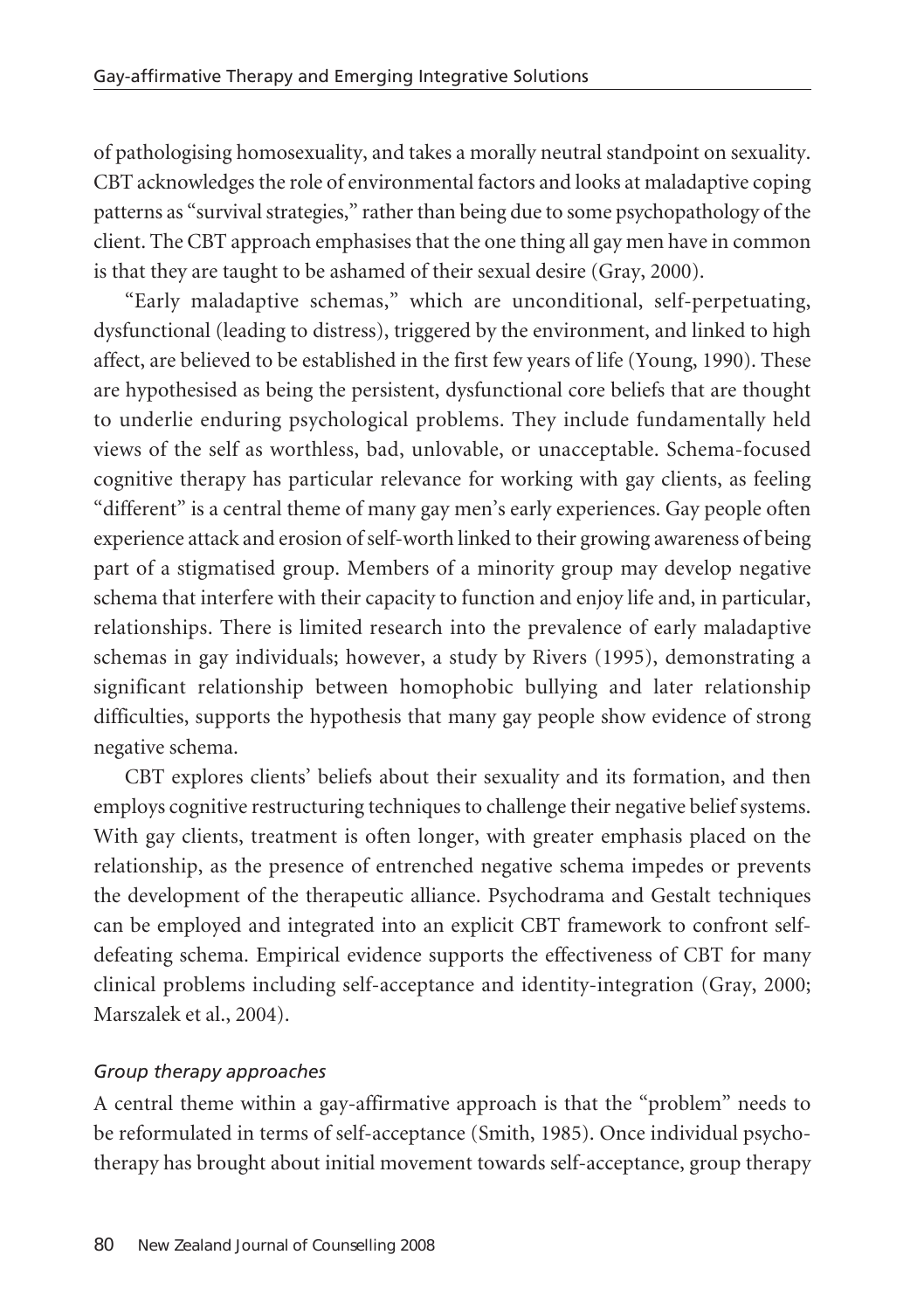of pathologising homosexuality, and takes a morally neutral standpoint on sexuality. CBT acknowledges the role of environmental factors and looks at maladaptive coping patterns as "survival strategies," rather than being due to some psychopathology of the client. The CBT approach emphasises that the one thing all gay men have in common is that they are taught to be ashamed of their sexual desire (Gray, 2000).

"Early maladaptive schemas," which are unconditional, self-perpetuating, dysfunctional (leading to distress), triggered by the environment, and linked to high affect, are believed to be established in the first few years of life (Young, 1990). These are hypothesised as being the persistent, dysfunctional core beliefs that are thought to underlie enduring psychological problems. They include fundamentally held views of the self as worthless, bad, unlovable, or unacceptable. Schema-focused cognitive therapy has particular relevance for working with gay clients, as feeling "different" is a central theme of many gay men's early experiences. Gay people often experience attack and erosion of self-worth linked to their growing awareness of being part of a stigmatised group. Members of a minority group may develop negative schema that interfere with their capacity to function and enjoy life and, in particular, relationships. There is limited research into the prevalence of early maladaptive schemas in gay individuals; however, a study by Rivers (1995), demonstrating a significant relationship between homophobic bullying and later relationship difficulties, supports the hypothesis that many gay people show evidence of strong negative schema.

CBT explores clients' beliefs about their sexuality and its formation, and then employs cognitive restructuring techniques to challenge their negative belief systems. With gay clients, treatment is often longer, with greater emphasis placed on the relationship, as the presence of entrenched negative schema impedes or prevents the development of the therapeutic alliance. Psychodrama and Gestalt techniques can be employed and integrated into an explicit CBT framework to confront self-defeating schema. Empirical evidence supports the effectiveness of CBT for many clinical problems including self-acceptance and identity-integration (Gray, 2000; Marszalek et al., 2004).

### *Group therapy approaches*

A central theme within a gay-affirmative approach is that the "problem" needs to be reformulated in terms of self-acceptance (Smith, 1985). Once individual psychotherapy has brought about initial movement towards self-acceptance, group therapy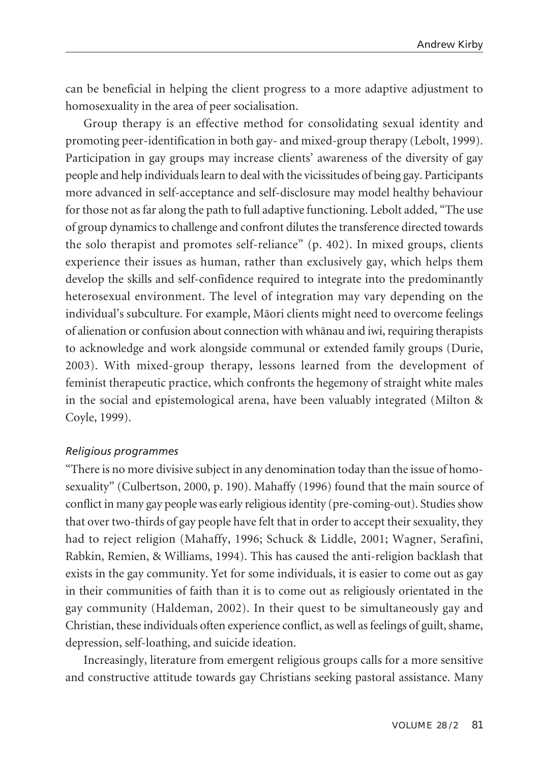can be beneficial in helping the client progress to a more adaptive adjustment to homosexuality in the area of peer socialisation.

Group therapy is an effective method for consolidating sexual identity and promoting peer-identification in both gay- and mixed-group therapy (Lebolt, 1999). Participation in gay groups may increase clients' awareness of the diversity of gay people and help individuals learn to deal with the vicissitudes of being gay. Participants more advanced in self-acceptance and self-disclosure may model healthy behaviour for those not as far along the path to full adaptive functioning. Lebolt added, "The use of group dynamics to challenge and confront dilutes the transference directed towards the solo therapist and promotes self-reliance" (p. 402). In mixed groups, clients experience their issues as human, rather than exclusively gay, which helps them develop the skills and self-confidence required to integrate into the predominantly heterosexual environment. The level of integration may vary depending on the individual's subculture. For example, Māori clients might need to overcome feelings of alienation or confusion about connection with whānau and iwi, requiring therapists to acknowledge and work alongside communal or extended family groups (Durie, 2003). With mixed-group therapy, lessons learned from the development of feminist therapeutic practice, which confronts the hegemony of straight white males in the social and epistemological arena, have been valuably integrated (Milton & Coyle, 1999).

### *Religious programmes*

"There is no more divisive subject in any denomination today than the issue of homosexuality" (Culbertson, 2000, p. 190). Mahaffy (1996) found that the main source of conflict in many gay people was early religious identity (pre-coming-out). Studies show that over two-thirds of gay people have felt that in order to accept their sexuality, they had to reject religion (Mahaffy, 1996; Schuck & Liddle, 2001; Wagner, Serafini, Rabkin, Remien, & Williams, 1994). This has caused the anti-religion backlash that exists in the gay community. Yet for some individuals, it is easier to come out as gay in their communities of faith than it is to come out as religiously orientated in the gay community (Haldeman, 2002). In their quest to be simultaneously gay and Christian, these individuals often experience conflict, as well as feelings of guilt, shame, depression, self-loathing, and suicide ideation.

Increasingly, literature from emergent religious groups calls for a more sensitive and constructive attitude towards gay Christians seeking pastoral assistance. Many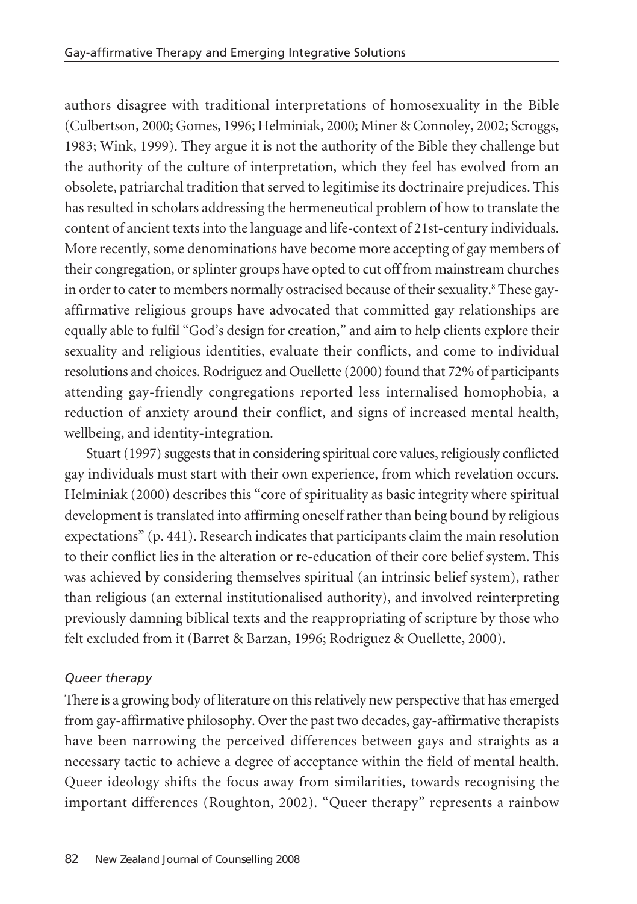authors disagree with traditional interpretations of homosexuality in the Bible (Culbertson, 2000; Gomes, 1996; Helminiak, 2000; Miner & Connoley, 2002; Scroggs, 1983; Wink, 1999). They argue it is not the authority of the Bible they challenge but the authority of the culture of interpretation, which they feel has evolved from an obsolete, patriarchal tradition that served to legitimise its doctrinaire prejudices. This has resulted in scholars addressing the hermeneutical problem of how to translate the content of ancient texts into the language and life-context of 21st-century individuals. More recently, some denominations have become more accepting of gay members of their congregation, or splinter groups have opted to cut off from mainstream churches in order to cater to members normally ostracised because of their sexuality.[8] These gay-affirmative religious groups have advocated that committed gay relationships are equally able to fulfil "God's design for creation," and aim to help clients explore their sexuality and religious identities, evaluate their conflicts, and come to individual resolutions and choices. Rodriguez and Ouellette (2000) found that 72% of participants attending gay-friendly congregations reported less internalised homophobia, a reduction of anxiety around their conflict, and signs of increased mental health, wellbeing, and identity-integration.

Stuart (1997) suggests that in considering spiritual core values, religiously conflicted gay individuals must start with their own experience, from which revelation occurs. Helminiak (2000) describes this "core of spirituality as basic integrity where spiritual development is translated into affirming oneself rather than being bound by religious expectations" (p. 441). Research indicates that participants claim the main resolution to their conflict lies in the alteration or re-education of their core belief system. This was achieved by considering themselves spiritual (an intrinsic belief system), rather than religious (an external institutionalised authority), and involved reinterpreting previously damning biblical texts and the reappropriating of scripture by those who felt excluded from it (Barret & Barzan, 1996; Rodriguez & Ouellette, 2000).

*Queer therapy*

There is a growing body of literature on this relatively new perspective that has emerged from gay-affirmative philosophy. Over the past two decades, gay-affirmative therapists have been narrowing the perceived differences between gays and straights as a necessary tactic to achieve a degree of acceptance within the field of mental health. Queer ideology shifts the focus away from similarities, towards recognising the important differences (Roughton, 2002). "Queer therapy" represents a rainbow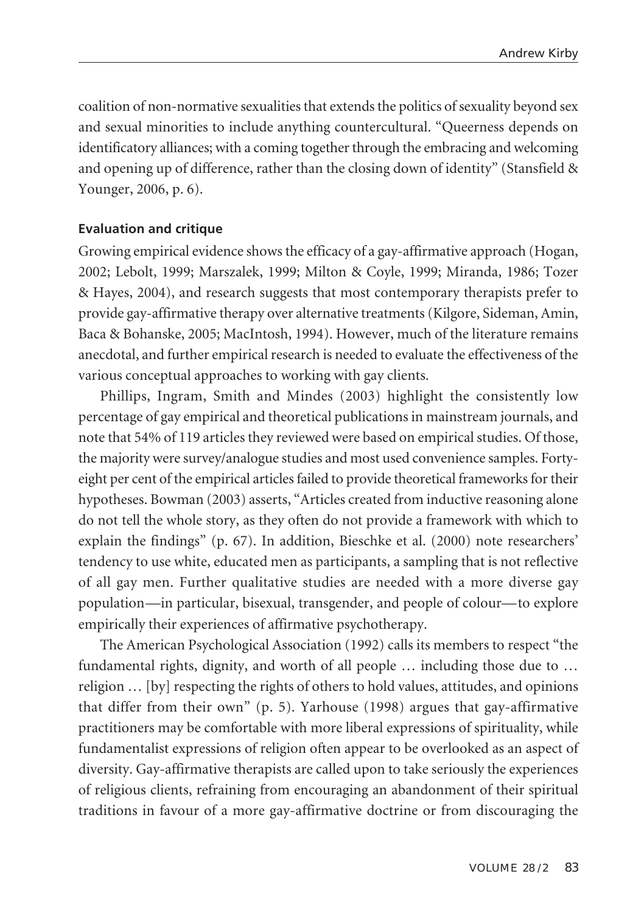coalition of non-normative sexualities that extends the politics of sexuality beyond sex and sexual minorities to include anything countercultural. "Queerness depends on identificatory alliances; with a coming together through the embracing and welcoming and opening up of difference, rather than the closing down of identity" (Stansfield & Younger, 2006, p. 6).

#### Evaluation and critique

Growing empirical evidence shows the efficacy of a gay-affirmative approach (Hogan, 2002; Lebolt, 1999; Marszalek, 1999; Milton & Coyle, 1999; Miranda, 1986; Tozer & Hayes, 2004), and research suggests that most contemporary therapists prefer to provide gay-affirmative therapy over alternative treatments (Kilgore, Sideman, Amin, Baca & Bohanske, 2005; MacIntosh, 1994). However, much of the literature remains anecdotal, and further empirical research is needed to evaluate the effectiveness of the various conceptual approaches to working with gay clients.

Phillips, Ingram, Smith and Mindes (2003) highlight the consistently low percentage of gay empirical and theoretical publications in mainstream journals, and note that 54% of 119 articles they reviewed were based on empirical studies. Of those, the majority were survey/analogue studies and most used convenience samples. Forty-eight per cent of the empirical articles failed to provide theoretical frameworks for their hypotheses. Bowman (2003) asserts, "Articles created from inductive reasoning alone do not tell the whole story, as they often do not provide a framework with which to explain the findings" (p. 67). In addition, Bieschke et al. (2000) note researchers' tendency to use white, educated men as participants, a sampling that is not reflective of all gay men. Further qualitative studies are needed with a more diverse gay population—in particular, bisexual, transgender, and people of colour—to explore empirically their experiences of affirmative psychotherapy.

The American Psychological Association (1992) calls its members to respect "the fundamental rights, dignity, and worth of all people … including those due to … religion … [by] respecting the rights of others to hold values, attitudes, and opinions that differ from their own" (p. 5). Yarhouse (1998) argues that gay-affirmative practitioners may be comfortable with more liberal expressions of spirituality, while fundamentalist expressions of religion often appear to be overlooked as an aspect of diversity. Gay-affirmative therapists are called upon to take seriously the experiences of religious clients, refraining from encouraging an abandonment of their spiritual traditions in favour of a more gay-affirmative doctrine or from discouraging the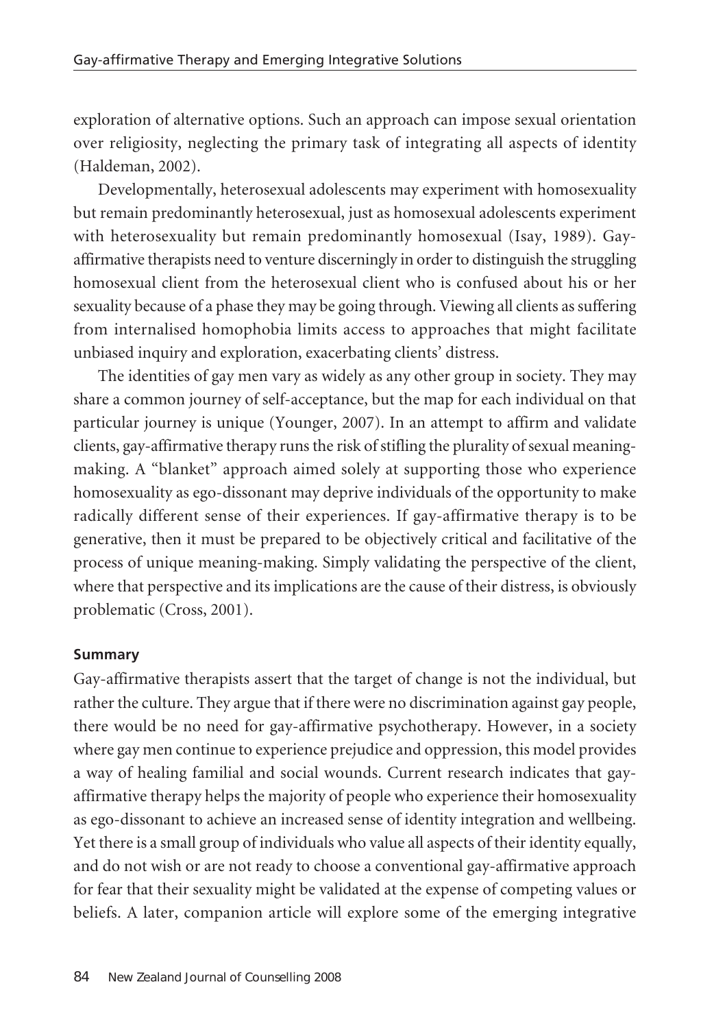exploration of alternative options. Such an approach can impose sexual orientation over religiosity, neglecting the primary task of integrating all aspects of identity (Haldeman, 2002).

Developmentally, heterosexual adolescents may experiment with homosexuality but remain predominantly heterosexual, just as homosexual adolescents experiment with heterosexuality but remain predominantly homosexual (Isay, 1989). Gay-affirmative therapists need to venture discerningly in order to distinguish the struggling homosexual client from the heterosexual client who is confused about his or her sexuality because of a phase they may be going through. Viewing all clients as suffering from internalised homophobia limits access to approaches that might facilitate unbiased inquiry and exploration, exacerbating clients' distress.

The identities of gay men vary as widely as any other group in society. They may share a common journey of self-acceptance, but the map for each individual on that particular journey is unique (Younger, 2007). In an attempt to affirm and validate clients, gay-affirmative therapy runs the risk of stifling the plurality of sexual meaning-making. A "blanket" approach aimed solely at supporting those who experience homosexuality as ego-dissonant may deprive individuals of the opportunity to make radically different sense of their experiences. If gay-affirmative therapy is to be generative, then it must be prepared to be objectively critical and facilitative of the process of unique meaning-making. Simply validating the perspective of the client, where that perspective and its implications are the cause of their distress, is obviously problematic (Cross, 2001).

**Summary**

Gay-affirmative therapists assert that the target of change is not the individual, but rather the culture. They argue that if there were no discrimination against gay people, there would be no need for gay-affirmative psychotherapy. However, in a society where gay men continue to experience prejudice and oppression, this model provides a way of healing familial and social wounds. Current research indicates that gay-affirmative therapy helps the majority of people who experience their homosexuality as ego-dissonant to achieve an increased sense of identity integration and wellbeing. Yet there is a small group of individuals who value all aspects of their identity equally, and do not wish or are not ready to choose a conventional gay-affirmative approach for fear that their sexuality might be validated at the expense of competing values or beliefs. A later, companion article will explore some of the emerging integrative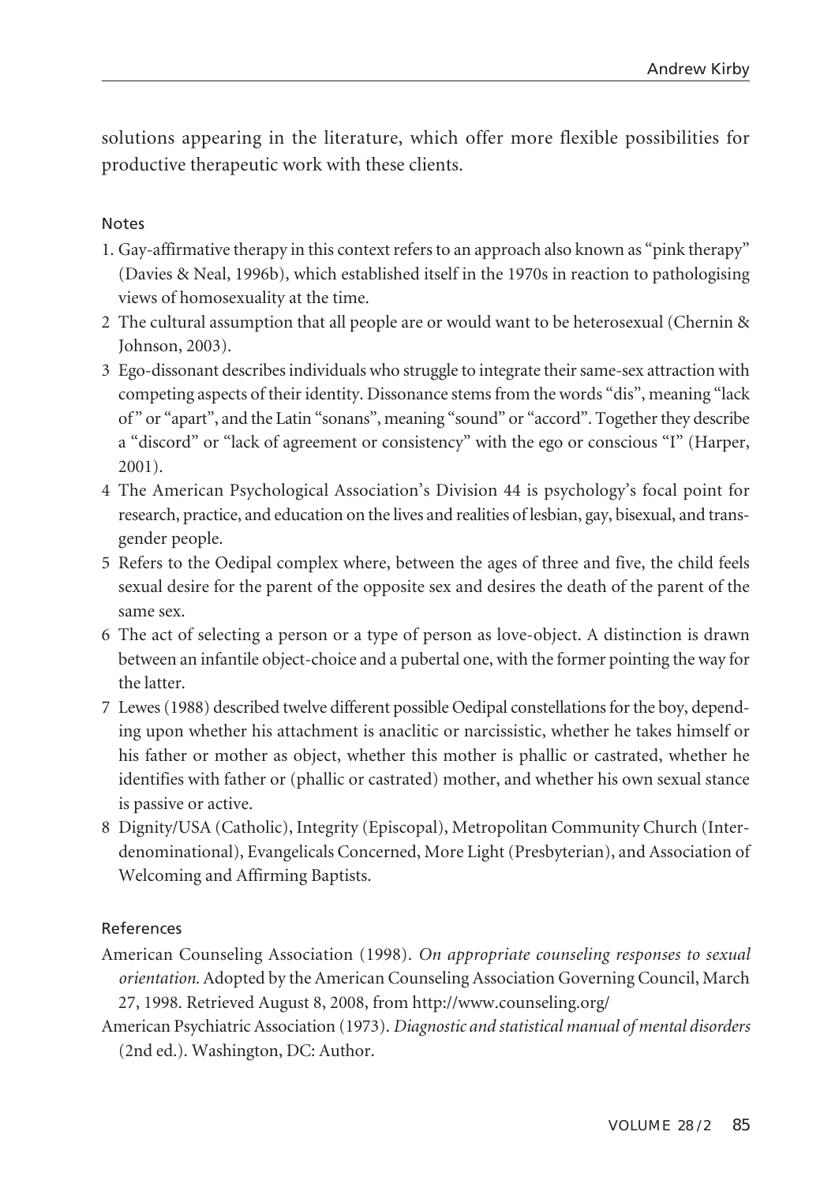solutions appearing in the literature, which offer more flexible possibilities for productive therapeutic work with these clients.

### Notes

1. Gay-affirmative therapy in this context refers to an approach also known as "pink therapy" (Davies & Neal, 1996b), which established itself in the 1970s in reaction to pathologising views of homosexuality at the time.
2 The cultural assumption that all people are or would want to be heterosexual (Chernin & Johnson, 2003).
3 Ego-dissonant describes individuals who struggle to integrate their same-sex attraction with competing aspects of their identity. Dissonance stems from the words "dis", meaning "lack of" or "apart", and the Latin "sonans", meaning "sound" or "accord". Together they describe a "discord" or "lack of agreement or consistency" with the ego or conscious "I" (Harper, 2001).
4 The American Psychological Association's Division 44 is psychology's focal point for research, practice, and education on the lives and realities of lesbian, gay, bisexual, and transgender people.
5 Refers to the Oedipal complex where, between the ages of three and five, the child feels sexual desire for the parent of the opposite sex and desires the death of the parent of the same sex.
6 The act of selecting a person or a type of person as love-object. A distinction is drawn between an infantile object-choice and a pubertal one, with the former pointing the way for the latter.
7 Lewes (1988) described twelve different possible Oedipal constellations for the boy, depending upon whether his attachment is anaclitic or narcissistic, whether he takes himself or his father or mother as object, whether this mother is phallic or castrated, whether he identifies with father or (phallic or castrated) mother, and whether his own sexual stance is passive or active.
8 Dignity/USA (Catholic), Integrity (Episcopal), Metropolitan Community Church (Interdenominational), Evangelicals Concerned, More Light (Presbyterian), and Association of Welcoming and Affirming Baptists.

### References

American Counseling Association (1998). *On appropriate counseling responses to sexual orientation.* Adopted by the American Counseling Association Governing Council, March 27, 1998. Retrieved August 8, 2008, from http://www.counseling.org/

American Psychiatric Association (1973). *Diagnostic and statistical manual of mental disorders* (2nd ed.). Washington, DC: Author.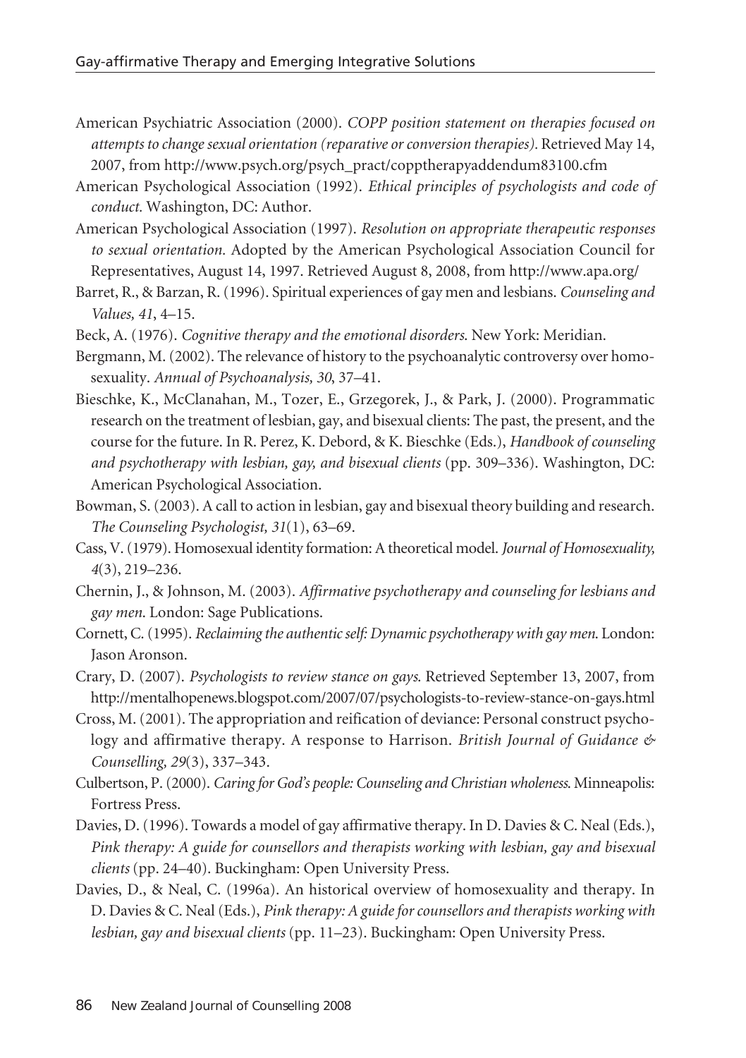American Psychiatric Association (2000). *COPP position statement on therapies focused on attempts to change sexual orientation (reparative or conversion therapies).* Retrieved May 14, 2007, from http://www.psych.org/psych_pract/copptherapyaddendum83100.cfm

American Psychological Association (1992). *Ethical principles of psychologists and code of conduct.* Washington, DC: Author.

American Psychological Association (1997). *Resolution on appropriate therapeutic responses to sexual orientation.* Adopted by the American Psychological Association Council for Representatives, August 14, 1997. Retrieved August 8, 2008, from http://www.apa.org/

Barret, R., & Barzan, R. (1996). Spiritual experiences of gay men and lesbians. *Counseling and Values, 41*, 4–15.

Beck, A. (1976). *Cognitive therapy and the emotional disorders.* New York: Meridian.

Bergmann, M. (2002). The relevance of history to the psychoanalytic controversy over homosexuality. *Annual of Psychoanalysis, 30*, 37–41.

Bieschke, K., McClanahan, M., Tozer, E., Grzegorek, J., & Park, J. (2000). Programmatic research on the treatment of lesbian, gay, and bisexual clients: The past, the present, and the course for the future. In R. Perez, K. Debord, & K. Bieschke (Eds.), *Handbook of counseling and psychotherapy with lesbian, gay, and bisexual clients* (pp. 309–336). Washington, DC: American Psychological Association.

Bowman, S. (2003). A call to action in lesbian, gay and bisexual theory building and research. *The Counseling Psychologist, 31*(1), 63–69.

Cass, V. (1979). Homosexual identity formation: A theoretical model. *Journal of Homosexuality, 4*(3), 219–236.

Chernin, J., & Johnson, M. (2003). *Affirmative psychotherapy and counseling for lesbians and gay men.* London: Sage Publications.

Cornett, C. (1995). *Reclaiming the authentic self: Dynamic psychotherapy with gay men.* London: Jason Aronson.

Crary, D. (2007). *Psychologists to review stance on gays.* Retrieved September 13, 2007, from http://mentalhopenews.blogspot.com/2007/07/psychologists-to-review-stance-on-gays.html

Cross, M. (2001). The appropriation and reification of deviance: Personal construct psychology and affirmative therapy. A response to Harrison. *British Journal of Guidance & Counselling, 29*(3), 337–343.

Culbertson, P. (2000). *Caring for God's people: Counseling and Christian wholeness.* Minneapolis: Fortress Press.

Davies, D. (1996). Towards a model of gay affirmative therapy. In D. Davies & C. Neal (Eds.), *Pink therapy: A guide for counsellors and therapists working with lesbian, gay and bisexual clients* (pp. 24–40). Buckingham: Open University Press.

Davies, D., & Neal, C. (1996a). An historical overview of homosexuality and therapy. In D. Davies & C. Neal (Eds.), *Pink therapy: A guide for counsellors and therapists working with lesbian, gay and bisexual clients* (pp. 11–23). Buckingham: Open University Press.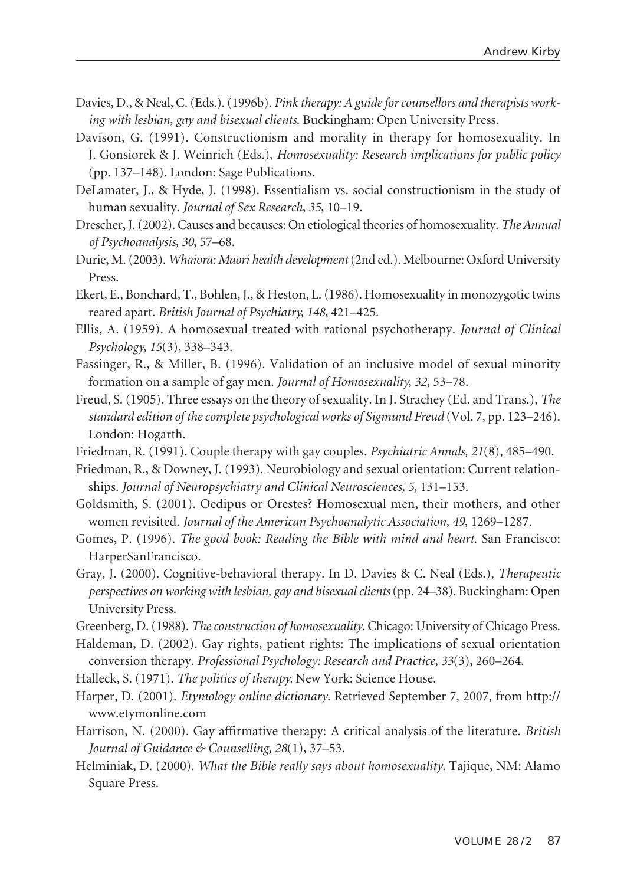Davies, D., & Neal, C. (Eds.). (1996b). *Pink therapy: A guide for counsellors and therapists working with lesbian, gay and bisexual clients*. Buckingham: Open University Press.

Davison, G. (1991). Constructionism and morality in therapy for homosexuality. In J. Gonsiorek & J. Weinrich (Eds.), *Homosexuality: Research implications for public policy* (pp. 137–148). London: Sage Publications.

DeLamater, J., & Hyde, J. (1998). Essentialism vs. social constructionism in the study of human sexuality. *Journal of Sex Research, 35*, 10–19.

Drescher, J. (2002). Causes and becauses: On etiological theories of homosexuality. *The Annual of Psychoanalysis, 30*, 57–68.

Durie, M. (2003). *Whaiora: Maori health development* (2nd ed.). Melbourne: Oxford University Press.

Ekert, E., Bonchard, T., Bohlen, J., & Heston, L. (1986). Homosexuality in monozygotic twins reared apart. *British Journal of Psychiatry, 148*, 421–425.

Ellis, A. (1959). A homosexual treated with rational psychotherapy. *Journal of Clinical Psychology, 15*(3), 338–343.

Fassinger, R., & Miller, B. (1996). Validation of an inclusive model of sexual minority formation on a sample of gay men. *Journal of Homosexuality, 32*, 53–78.

Freud, S. (1905). Three essays on the theory of sexuality. In J. Strachey (Ed. and Trans.), *The standard edition of the complete psychological works of Sigmund Freud* (Vol. 7, pp. 123–246). London: Hogarth.

Friedman, R. (1991). Couple therapy with gay couples. *Psychiatric Annals, 21*(8), 485–490.

Friedman, R., & Downey, J. (1993). Neurobiology and sexual orientation: Current relationships. *Journal of Neuropsychiatry and Clinical Neurosciences, 5*, 131–153.

Goldsmith, S. (2001). Oedipus or Orestes? Homosexual men, their mothers, and other women revisited. *Journal of the American Psychoanalytic Association, 49*, 1269–1287.

Gomes, P. (1996). *The good book: Reading the Bible with mind and heart*. San Francisco: HarperSanFrancisco.

Gray, J. (2000). Cognitive-behavioral therapy. In D. Davies & C. Neal (Eds.), *Therapeutic perspectives on working with lesbian, gay and bisexual clients* (pp. 24–38). Buckingham: Open University Press.

Greenberg, D. (1988). *The construction of homosexuality*. Chicago: University of Chicago Press.

Haldeman, D. (2002). Gay rights, patient rights: The implications of sexual orientation conversion therapy. *Professional Psychology: Research and Practice, 33*(3), 260–264.

Halleck, S. (1971). *The politics of therapy*. New York: Science House.

Harper, D. (2001). *Etymology online dictionary*. Retrieved September 7, 2007, from http://www.etymonline.com

Harrison, N. (2000). Gay affirmative therapy: A critical analysis of the literature. *British Journal of Guidance & Counselling, 28*(1), 37–53.

Helminiak, D. (2000). *What the Bible really says about homosexuality*. Tajique, NM: Alamo Square Press.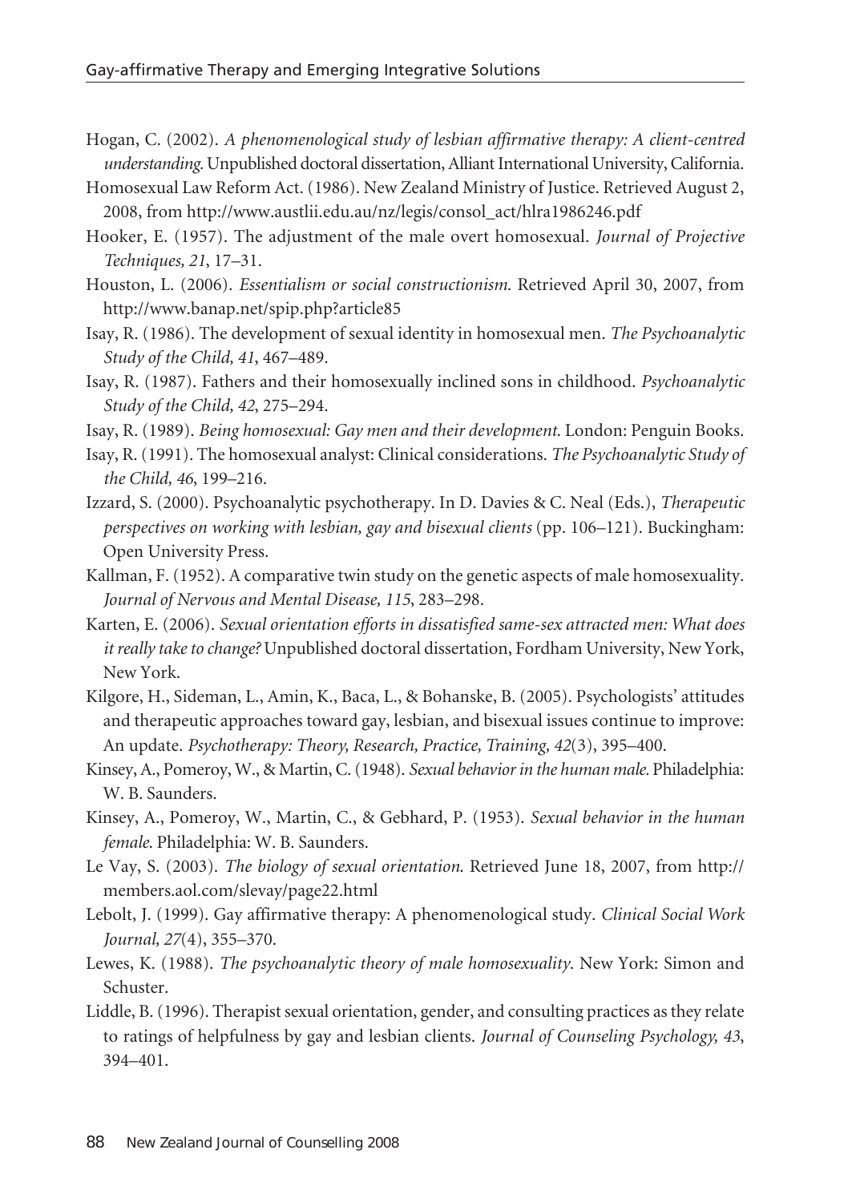Hogan, C. (2002). *A phenomenological study of lesbian affirmative therapy: A client-centred understanding.* Unpublished doctoral dissertation, Alliant International University, California.

Homosexual Law Reform Act. (1986). New Zealand Ministry of Justice. Retrieved August 2, 2008, from http://www.austlii.edu.au/nz/legis/consol_act/hlra1986246.pdf

Hooker, E. (1957). The adjustment of the male overt homosexual. *Journal of Projective Techniques, 21*, 17–31.

Houston, L. (2006). *Essentialism or social constructionism.* Retrieved April 30, 2007, from http://www.banap.net/spip.php?article85

Isay, R. (1986). The development of sexual identity in homosexual men. *The Psychoanalytic Study of the Child, 41*, 467–489.

Isay, R. (1987). Fathers and their homosexually inclined sons in childhood. *Psychoanalytic Study of the Child, 42*, 275–294.

Isay, R. (1989). *Being homosexual: Gay men and their development.* London: Penguin Books.

Isay, R. (1991). The homosexual analyst: Clinical considerations. *The Psychoanalytic Study of the Child, 46*, 199–216.

Izzard, S. (2000). Psychoanalytic psychotherapy. In D. Davies & C. Neal (Eds.), *Therapeutic perspectives on working with lesbian, gay and bisexual clients* (pp. 106–121). Buckingham: Open University Press.

Kallman, F. (1952). A comparative twin study on the genetic aspects of male homosexuality. *Journal of Nervous and Mental Disease, 115*, 283–298.

Karten, E. (2006). *Sexual orientation efforts in dissatisfied same-sex attracted men: What does it really take to change?* Unpublished doctoral dissertation, Fordham University, New York, New York.

Kilgore, H., Sideman, L., Amin, K., Baca, L., & Bohanske, B. (2005). Psychologists' attitudes and therapeutic approaches toward gay, lesbian, and bisexual issues continue to improve: An update. *Psychotherapy: Theory, Research, Practice, Training, 42*(3), 395–400.

Kinsey, A., Pomeroy, W., & Martin, C. (1948). *Sexual behavior in the human male.* Philadelphia: W. B. Saunders.

Kinsey, A., Pomeroy, W., Martin, C., & Gebhard, P. (1953). *Sexual behavior in the human female.* Philadelphia: W. B. Saunders.

Le Vay, S. (2003). *The biology of sexual orientation.* Retrieved June 18, 2007, from http://members.aol.com/slevay/page22.html

Lebolt, J. (1999). Gay affirmative therapy: A phenomenological study. *Clinical Social Work Journal, 27*(4), 355–370.

Lewes, K. (1988). *The psychoanalytic theory of male homosexuality.* New York: Simon and Schuster.

Liddle, B. (1996). Therapist sexual orientation, gender, and consulting practices as they relate to ratings of helpfulness by gay and lesbian clients. *Journal of Counseling Psychology, 43*, 394–401.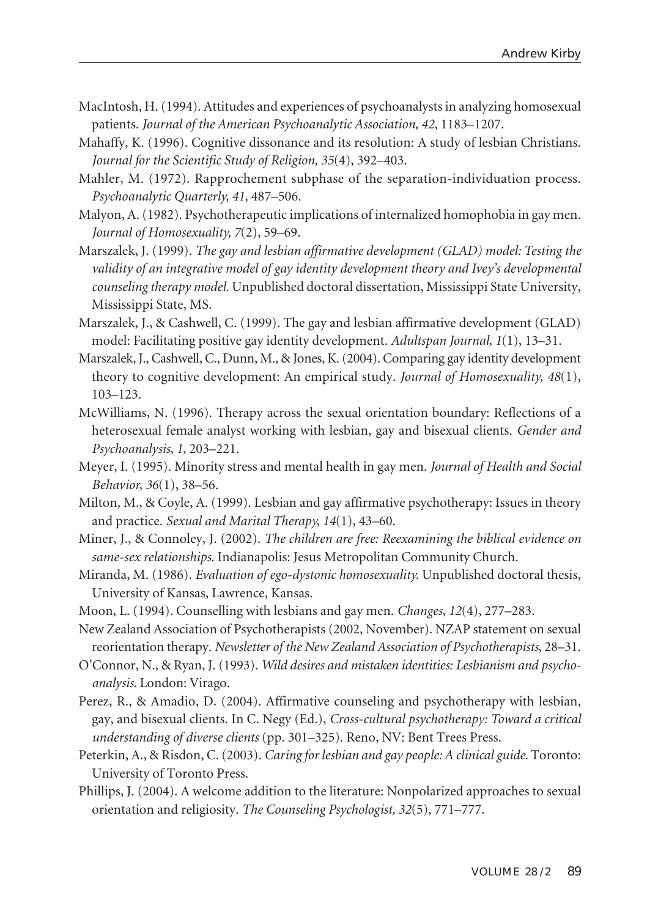MacIntosh, H. (1994). Attitudes and experiences of psychoanalysts in analyzing homosexual patients. *Journal of the American Psychoanalytic Association, 42*, 1183–1207.

Mahaffy, K. (1996). Cognitive dissonance and its resolution: A study of lesbian Christians. *Journal for the Scientific Study of Religion, 35*(4), 392–403.

Mahler, M. (1972). Rapprochement subphase of the separation-individuation process. *Psychoanalytic Quarterly, 41*, 487–506.

Malyon, A. (1982). Psychotherapeutic implications of internalized homophobia in gay men. *Journal of Homosexuality, 7*(2), 59–69.

Marszalek, J. (1999). *The gay and lesbian affirmative development (GLAD) model: Testing the validity of an integrative model of gay identity development theory and Ivey's developmental counseling therapy model.* Unpublished doctoral dissertation, Mississippi State University, Mississippi State, MS.

Marszalek, J., & Cashwell, C. (1999). The gay and lesbian affirmative development (GLAD) model: Facilitating positive gay identity development. *Adultspan Journal, 1*(1), 13–31.

Marszalek, J., Cashwell, C., Dunn, M., & Jones, K. (2004). Comparing gay identity development theory to cognitive development: An empirical study. *Journal of Homosexuality, 48*(1), 103–123.

McWilliams, N. (1996). Therapy across the sexual orientation boundary: Reflections of a heterosexual female analyst working with lesbian, gay and bisexual clients. *Gender and Psychoanalysis, 1*, 203–221.

Meyer, I. (1995). Minority stress and mental health in gay men. *Journal of Health and Social Behavior, 36*(1), 38–56.

Milton, M., & Coyle, A. (1999). Lesbian and gay affirmative psychotherapy: Issues in theory and practice. *Sexual and Marital Therapy, 14*(1), 43–60.

Miner, J., & Connoley, J. (2002). *The children are free: Reexamining the biblical evidence on same-sex relationships*. Indianapolis: Jesus Metropolitan Community Church.

Miranda, M. (1986). *Evaluation of ego-dystonic homosexuality.* Unpublished doctoral thesis, University of Kansas, Lawrence, Kansas.

Moon, L. (1994). Counselling with lesbians and gay men. *Changes, 12*(4), 277–283.

New Zealand Association of Psychotherapists (2002, November). NZAP statement on sexual reorientation therapy. *Newsletter of the New Zealand Association of Psychotherapists*, 28–31.

O'Connor, N., & Ryan, J. (1993). *Wild desires and mistaken identities: Lesbianism and psychoanalysis*. London: Virago.

Perez, R., & Amadio, D. (2004). Affirmative counseling and psychotherapy with lesbian, gay, and bisexual clients. In C. Negy (Ed.), *Cross-cultural psychotherapy: Toward a critical understanding of diverse clients* (pp. 301–325). Reno, NV: Bent Trees Press.

Peterkin, A., & Risdon, C. (2003). *Caring for lesbian and gay people: A clinical guide.* Toronto: University of Toronto Press.

Phillips, J. (2004). A welcome addition to the literature: Nonpolarized approaches to sexual orientation and religiosity. *The Counseling Psychologist, 32*(5), 771–777.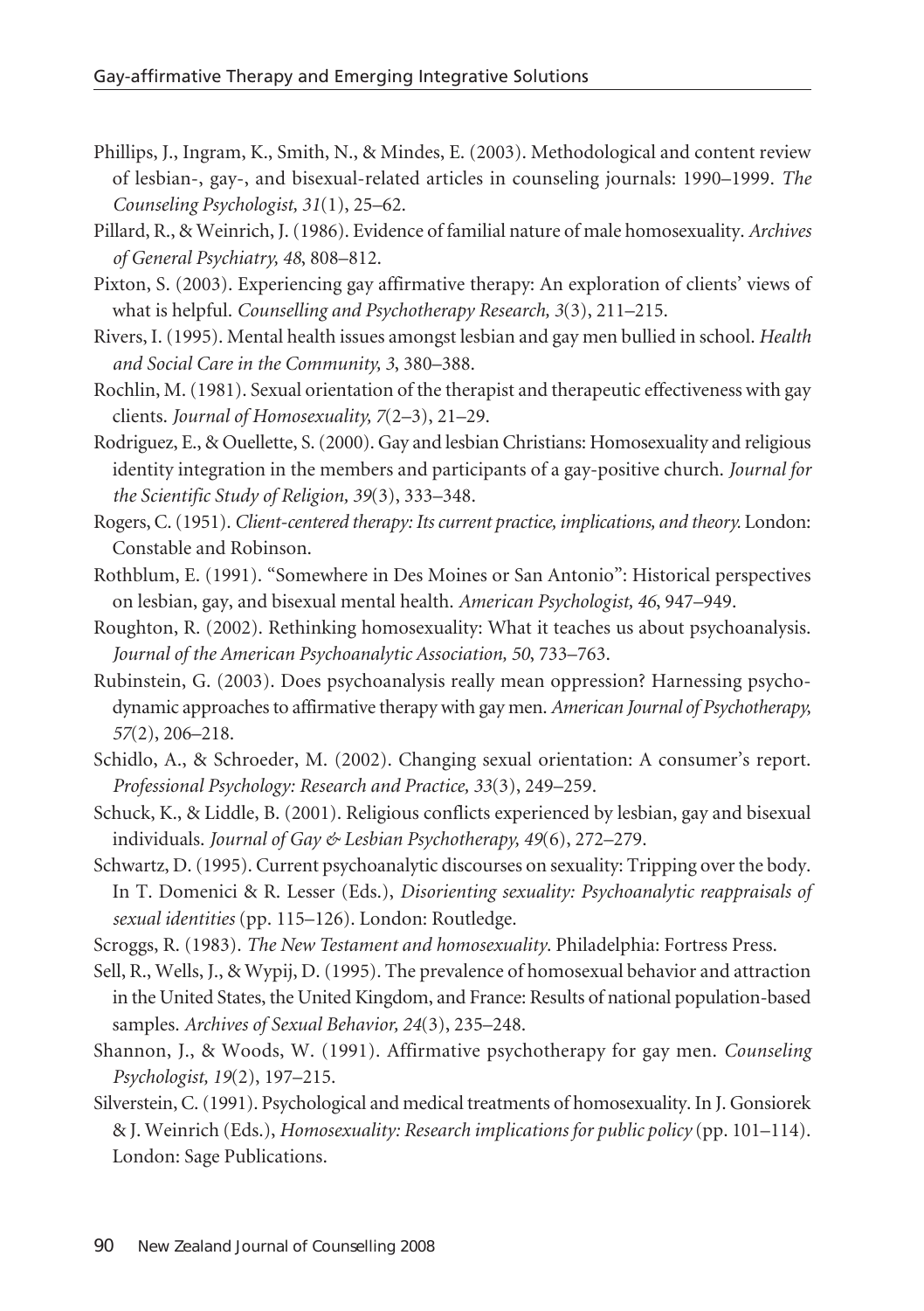Phillips, J., Ingram, K., Smith, N., & Mindes, E. (2003). Methodological and content review of lesbian-, gay-, and bisexual-related articles in counseling journals: 1990–1999. *The Counseling Psychologist, 31*(1), 25–62.

Pillard, R., & Weinrich, J. (1986). Evidence of familial nature of male homosexuality. *Archives of General Psychiatry, 48*, 808–812.

Pixton, S. (2003). Experiencing gay affirmative therapy: An exploration of clients' views of what is helpful. *Counselling and Psychotherapy Research, 3*(3), 211–215.

Rivers, I. (1995). Mental health issues amongst lesbian and gay men bullied in school. *Health and Social Care in the Community, 3*, 380–388.

Rochlin, M. (1981). Sexual orientation of the therapist and therapeutic effectiveness with gay clients. *Journal of Homosexuality, 7*(2–3), 21–29.

Rodriguez, E., & Ouellette, S. (2000). Gay and lesbian Christians: Homosexuality and religious identity integration in the members and participants of a gay-positive church. *Journal for the Scientific Study of Religion, 39*(3), 333–348.

Rogers, C. (1951). *Client-centered therapy: Its current practice, implications, and theory.* London: Constable and Robinson.

Rothblum, E. (1991). "Somewhere in Des Moines or San Antonio": Historical perspectives on lesbian, gay, and bisexual mental health. *American Psychologist, 46*, 947–949.

Roughton, R. (2002). Rethinking homosexuality: What it teaches us about psychoanalysis. *Journal of the American Psychoanalytic Association, 50*, 733–763.

Rubinstein, G. (2003). Does psychoanalysis really mean oppression? Harnessing psychodynamic approaches to affirmative therapy with gay men. *American Journal of Psychotherapy, 57*(2), 206–218.

Schidlo, A., & Schroeder, M. (2002). Changing sexual orientation: A consumer's report. *Professional Psychology: Research and Practice, 33*(3), 249–259.

Schuck, K., & Liddle, B. (2001). Religious conflicts experienced by lesbian, gay and bisexual individuals. *Journal of Gay & Lesbian Psychotherapy, 49*(6), 272–279.

Schwartz, D. (1995). Current psychoanalytic discourses on sexuality: Tripping over the body. In T. Domenici & R. Lesser (Eds.), *Disorienting sexuality: Psychoanalytic reappraisals of sexual identities* (pp. 115–126). London: Routledge.

Scroggs, R. (1983). *The New Testament and homosexuality*. Philadelphia: Fortress Press.

Sell, R., Wells, J., & Wypij, D. (1995). The prevalence of homosexual behavior and attraction in the United States, the United Kingdom, and France: Results of national population-based samples. *Archives of Sexual Behavior, 24*(3), 235–248.

Shannon, J., & Woods, W. (1991). Affirmative psychotherapy for gay men. *Counseling Psychologist, 19*(2), 197–215.

Silverstein, C. (1991). Psychological and medical treatments of homosexuality. In J. Gonsiorek & J. Weinrich (Eds.), *Homosexuality: Research implications for public policy* (pp. 101–114). London: Sage Publications.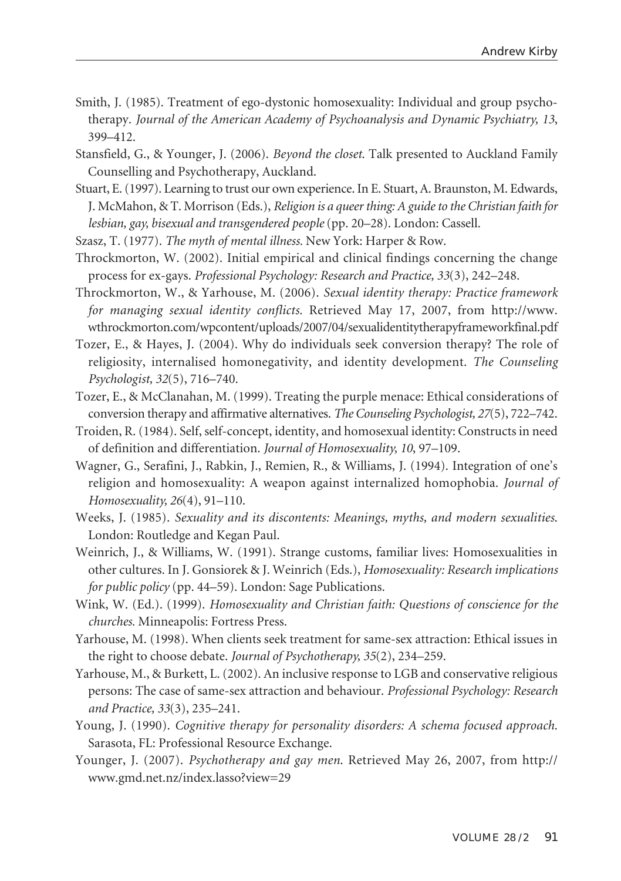Smith, J. (1985). Treatment of ego-dystonic homosexuality: Individual and group psychotherapy. *Journal of the American Academy of Psychoanalysis and Dynamic Psychiatry, 13*, 399–412.

Stansfield, G., & Younger, J. (2006). *Beyond the closet.* Talk presented to Auckland Family Counselling and Psychotherapy, Auckland.

Stuart, E. (1997). Learning to trust our own experience. In E. Stuart, A. Braunston, M. Edwards, J. McMahon, & T. Morrison (Eds.), *Religion is a queer thing: A guide to the Christian faith for lesbian, gay, bisexual and transgendered people* (pp. 20–28). London: Cassell.

Szasz, T. (1977). *The myth of mental illness.* New York: Harper & Row.

Throckmorton, W. (2002). Initial empirical and clinical findings concerning the change process for ex-gays. *Professional Psychology: Research and Practice, 33*(3), 242–248.

Throckmorton, W., & Yarhouse, M. (2006). *Sexual identity therapy: Practice framework for managing sexual identity conflicts.* Retrieved May 17, 2007, from http://www.wthrockmorton.com/wpcontent/uploads/2007/04/sexualidentitytherapyframeworkfinal.pdf

Tozer, E., & Hayes, J. (2004). Why do individuals seek conversion therapy? The role of religiosity, internalised homonegativity, and identity development. *The Counseling Psychologist, 32*(5), 716–740.

Tozer, E., & McClanahan, M. (1999). Treating the purple menace: Ethical considerations of conversion therapy and affirmative alternatives. *The Counseling Psychologist, 27*(5), 722–742.

Troiden, R. (1984). Self, self-concept, identity, and homosexual identity: Constructs in need of definition and differentiation. *Journal of Homosexuality, 10*, 97–109.

Wagner, G., Serafini, J., Rabkin, J., Remien, R., & Williams, J. (1994). Integration of one's religion and homosexuality: A weapon against internalized homophobia. *Journal of Homosexuality, 26*(4), 91–110.

Weeks, J. (1985). *Sexuality and its discontents: Meanings, myths, and modern sexualities.* London: Routledge and Kegan Paul.

Weinrich, J., & Williams, W. (1991). Strange customs, familiar lives: Homosexualities in other cultures. In J. Gonsiorek & J. Weinrich (Eds.), *Homosexuality: Research implications for public policy* (pp. 44–59). London: Sage Publications.

Wink, W. (Ed.). (1999). *Homosexuality and Christian faith: Questions of conscience for the churches.* Minneapolis: Fortress Press.

Yarhouse, M. (1998). When clients seek treatment for same-sex attraction: Ethical issues in the right to choose debate. *Journal of Psychotherapy, 35*(2), 234–259.

Yarhouse, M., & Burkett, L. (2002). An inclusive response to LGB and conservative religious persons: The case of same-sex attraction and behaviour. *Professional Psychology: Research and Practice, 33*(3), 235–241.

Young, J. (1990). *Cognitive therapy for personality disorders: A schema focused approach.* Sarasota, FL: Professional Resource Exchange.

Younger, J. (2007). *Psychotherapy and gay men.* Retrieved May 26, 2007, from http://www.gmd.net.nz/index.lasso?view=29